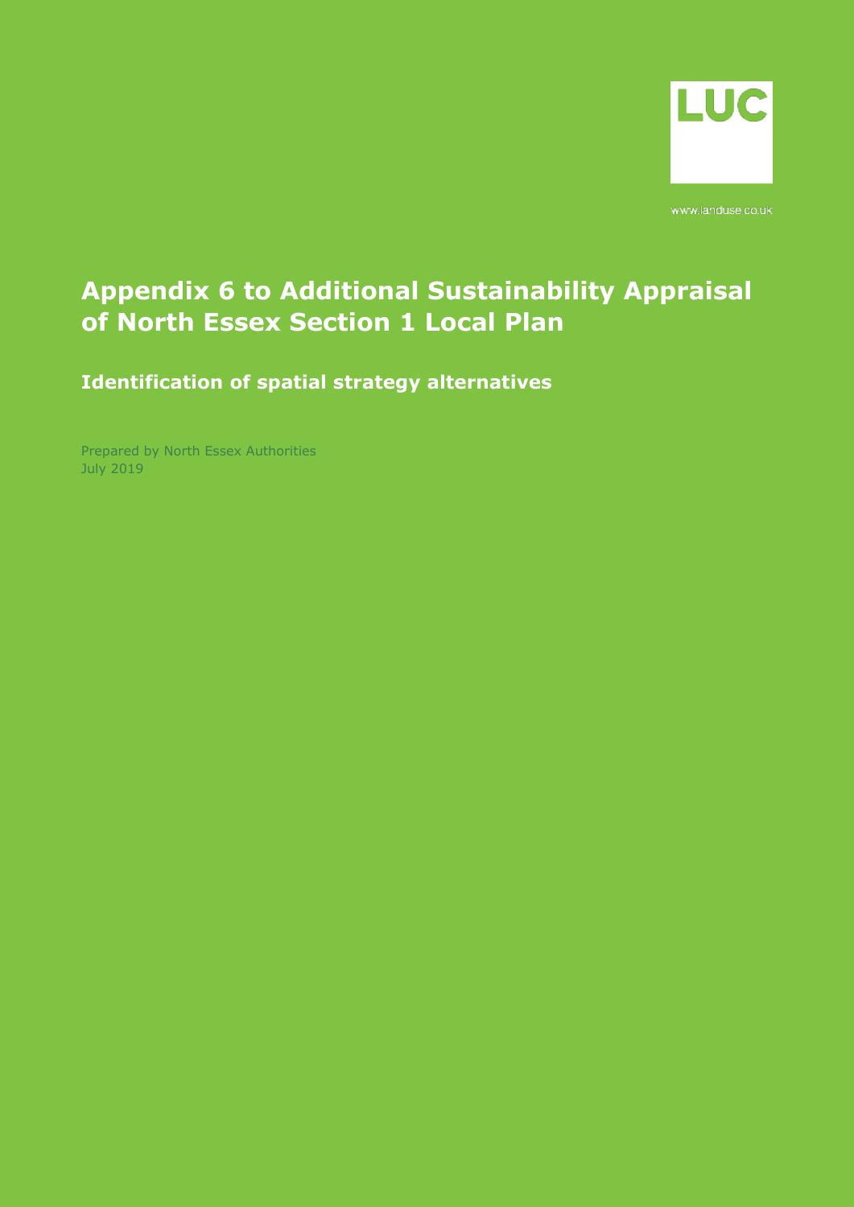LUC

www.landuse.co.uk

# Appendix 6 to Additional Sustainability Appraisal of North Essex Section 1 Local Plan

## Identification of spatial strategy alternatives

Prepared by North Essex Authorities
July 2019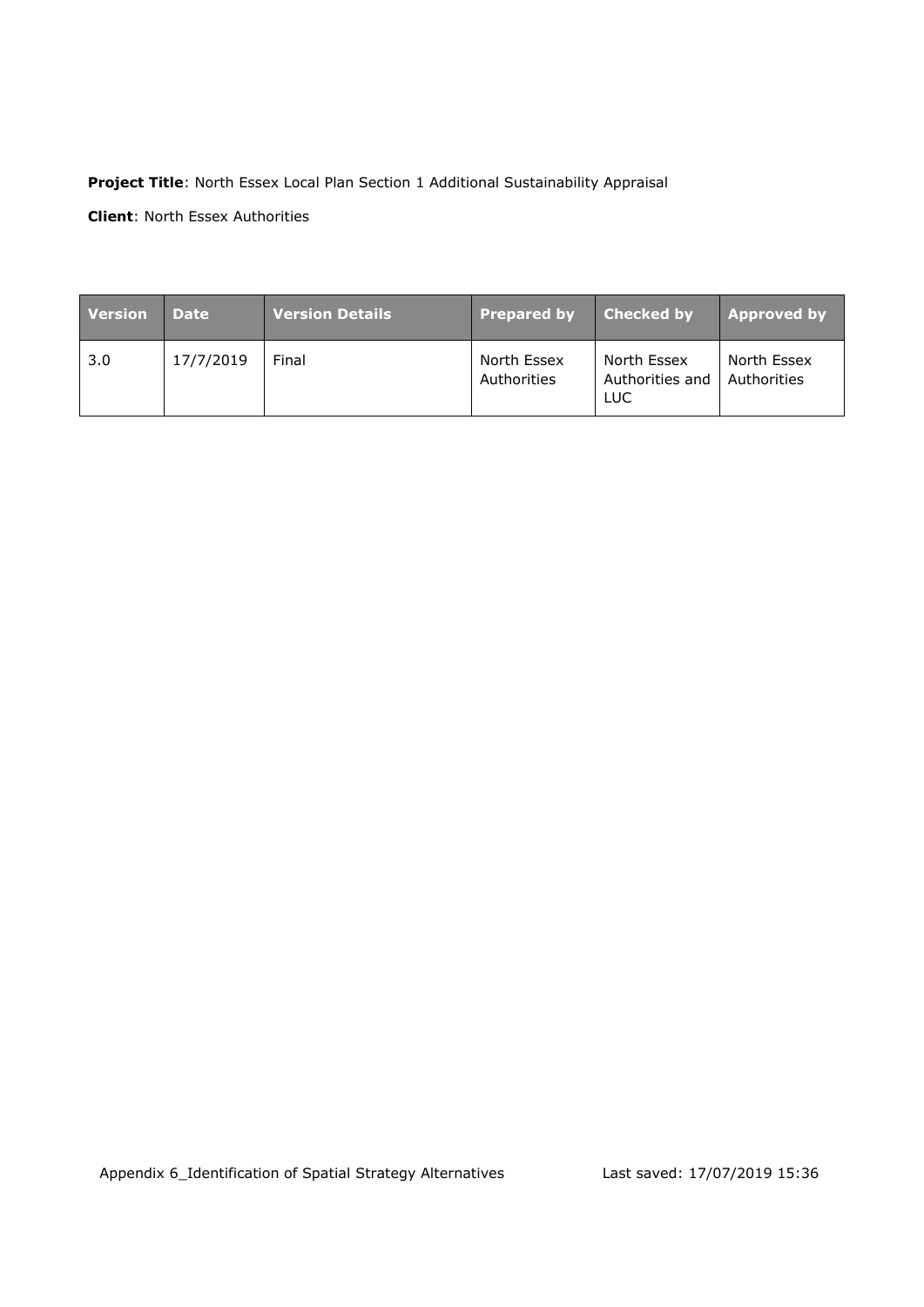**Project Title**: North Essex Local Plan Section 1 Additional Sustainability Appraisal

**Client**: North Essex Authorities

| Version | Date | Version Details | Prepared by | Checked by | Approved by |
|---|---|---|---|---|---|
| 3.0 | 17/7/2019 | Final | North Essex Authorities | North Essex Authorities and LUC | North Essex Authorities |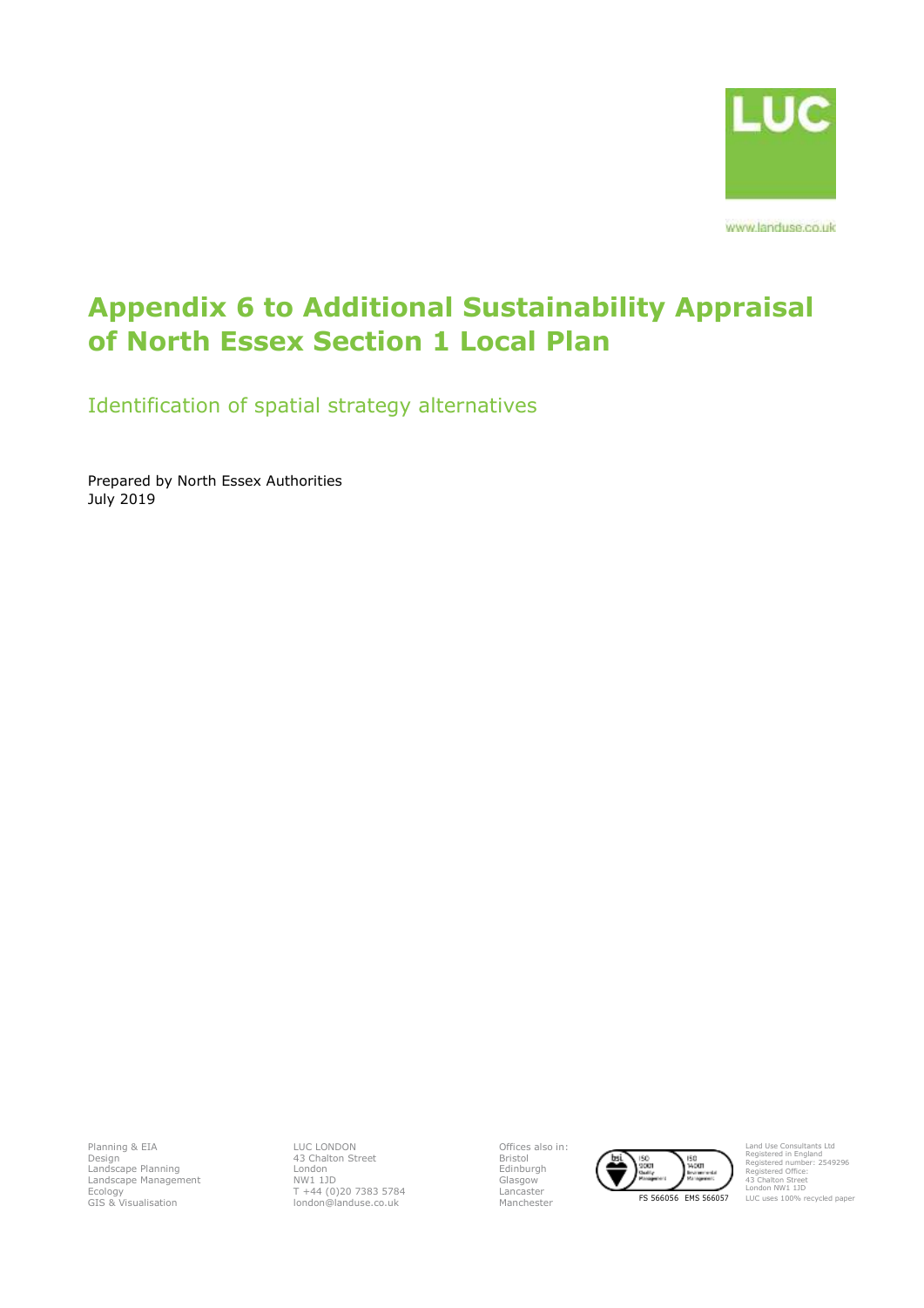LUC

www.landuse.co.uk

# Appendix 6 to Additional Sustainability Appraisal of North Essex Section 1 Local Plan

Identification of spatial strategy alternatives

Prepared by North Essex Authorities
July 2019

Planning & EIA
Design
Landscape Planning
Landscape Management
Ecology
GIS & Visualisation

LUC LONDON
43 Chalton Street
London
NW1 1JD
T +44 (0)20 7383 5784
london@landuse.co.uk

Offices also in:
Bristol
Edinburgh
Glasgow
Lancaster
Manchester

FS 566056 EMS 566057

Land Use Consultants Ltd
Registered in England
Registered number: 2549296
Registered Office:
43 Chalton Street
London NW1 1JD
LUC uses 100% recycled paper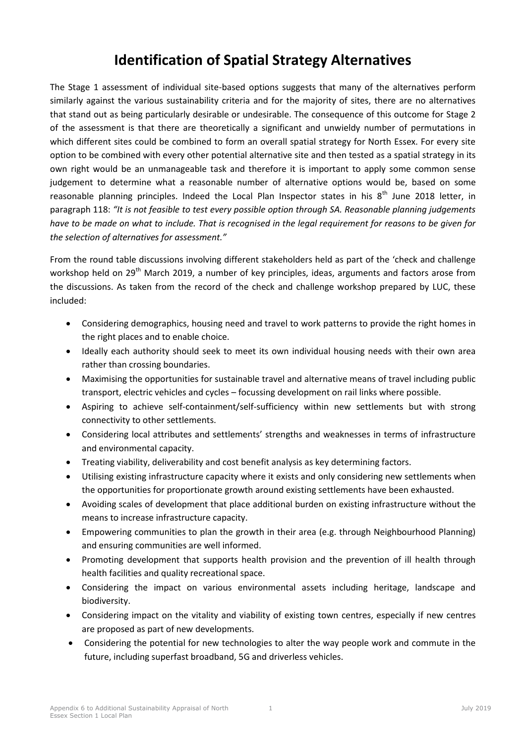# Identification of Spatial Strategy Alternatives

The Stage 1 assessment of individual site-based options suggests that many of the alternatives perform similarly against the various sustainability criteria and for the majority of sites, there are no alternatives that stand out as being particularly desirable or undesirable. The consequence of this outcome for Stage 2 of the assessment is that there are theoretically a significant and unwieldy number of permutations in which different sites could be combined to form an overall spatial strategy for North Essex. For every site option to be combined with every other potential alternative site and then tested as a spatial strategy in its own right would be an unmanageable task and therefore it is important to apply some common sense judgement to determine what a reasonable number of alternative options would be, based on some reasonable planning principles. Indeed the Local Plan Inspector states in his 8th June 2018 letter, in paragraph 118: *"It is not feasible to test every possible option through SA. Reasonable planning judgements have to be made on what to include. That is recognised in the legal requirement for reasons to be given for the selection of alternatives for assessment."*

From the round table discussions involving different stakeholders held as part of the 'check and challenge workshop held on 29th March 2019, a number of key principles, ideas, arguments and factors arose from the discussions. As taken from the record of the check and challenge workshop prepared by LUC, these included:

- Considering demographics, housing need and travel to work patterns to provide the right homes in the right places and to enable choice.
- Ideally each authority should seek to meet its own individual housing needs with their own area rather than crossing boundaries.
- Maximising the opportunities for sustainable travel and alternative means of travel including public transport, electric vehicles and cycles – focussing development on rail links where possible.
- Aspiring to achieve self-containment/self-sufficiency within new settlements but with strong connectivity to other settlements.
- Considering local attributes and settlements' strengths and weaknesses in terms of infrastructure and environmental capacity.
- Treating viability, deliverability and cost benefit analysis as key determining factors.
- Utilising existing infrastructure capacity where it exists and only considering new settlements when the opportunities for proportionate growth around existing settlements have been exhausted.
- Avoiding scales of development that place additional burden on existing infrastructure without the means to increase infrastructure capacity.
- Empowering communities to plan the growth in their area (e.g. through Neighbourhood Planning) and ensuring communities are well informed.
- Promoting development that supports health provision and the prevention of ill health through health facilities and quality recreational space.
- Considering the impact on various environmental assets including heritage, landscape and biodiversity.
- Considering impact on the vitality and viability of existing town centres, especially if new centres are proposed as part of new developments.
- Considering the potential for new technologies to alter the way people work and commute in the future, including superfast broadband, 5G and driverless vehicles.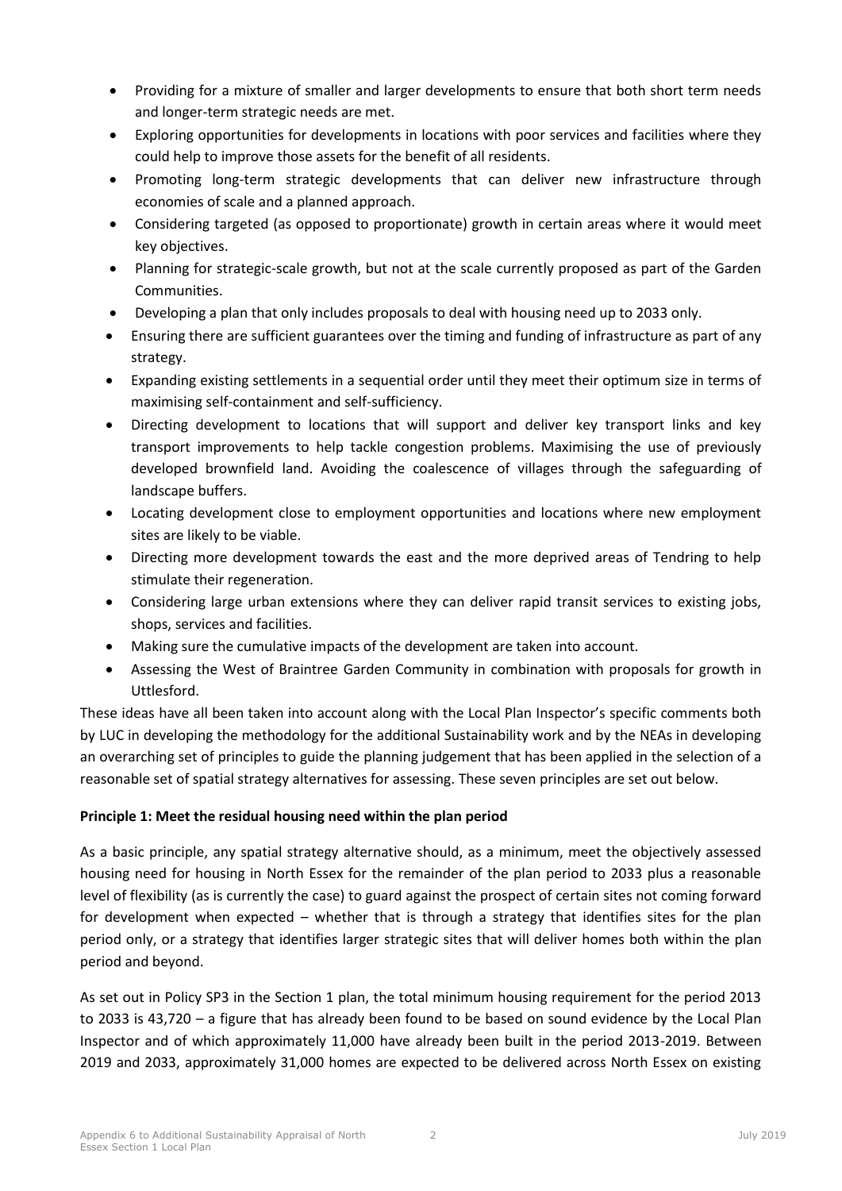- Providing for a mixture of smaller and larger developments to ensure that both short term needs and longer-term strategic needs are met.
- Exploring opportunities for developments in locations with poor services and facilities where they could help to improve those assets for the benefit of all residents.
- Promoting long-term strategic developments that can deliver new infrastructure through economies of scale and a planned approach.
- Considering targeted (as opposed to proportionate) growth in certain areas where it would meet key objectives.
- Planning for strategic-scale growth, but not at the scale currently proposed as part of the Garden Communities.
- Developing a plan that only includes proposals to deal with housing need up to 2033 only.
- Ensuring there are sufficient guarantees over the timing and funding of infrastructure as part of any strategy.
- Expanding existing settlements in a sequential order until they meet their optimum size in terms of maximising self-containment and self-sufficiency.
- Directing development to locations that will support and deliver key transport links and key transport improvements to help tackle congestion problems. Maximising the use of previously developed brownfield land. Avoiding the coalescence of villages through the safeguarding of landscape buffers.
- Locating development close to employment opportunities and locations where new employment sites are likely to be viable.
- Directing more development towards the east and the more deprived areas of Tendring to help stimulate their regeneration.
- Considering large urban extensions where they can deliver rapid transit services to existing jobs, shops, services and facilities.
- Making sure the cumulative impacts of the development are taken into account.
- Assessing the West of Braintree Garden Community in combination with proposals for growth in Uttlesford.

These ideas have all been taken into account along with the Local Plan Inspector's specific comments both by LUC in developing the methodology for the additional Sustainability work and by the NEAs in developing an overarching set of principles to guide the planning judgement that has been applied in the selection of a reasonable set of spatial strategy alternatives for assessing. These seven principles are set out below.

**Principle 1: Meet the residual housing need within the plan period**

As a basic principle, any spatial strategy alternative should, as a minimum, meet the objectively assessed housing need for housing in North Essex for the remainder of the plan period to 2033 plus a reasonable level of flexibility (as is currently the case) to guard against the prospect of certain sites not coming forward for development when expected – whether that is through a strategy that identifies sites for the plan period only, or a strategy that identifies larger strategic sites that will deliver homes both within the plan period and beyond.

As set out in Policy SP3 in the Section 1 plan, the total minimum housing requirement for the period 2013 to 2033 is 43,720 – a figure that has already been found to be based on sound evidence by the Local Plan Inspector and of which approximately 11,000 have already been built in the period 2013-2019. Between 2019 and 2033, approximately 31,000 homes are expected to be delivered across North Essex on existing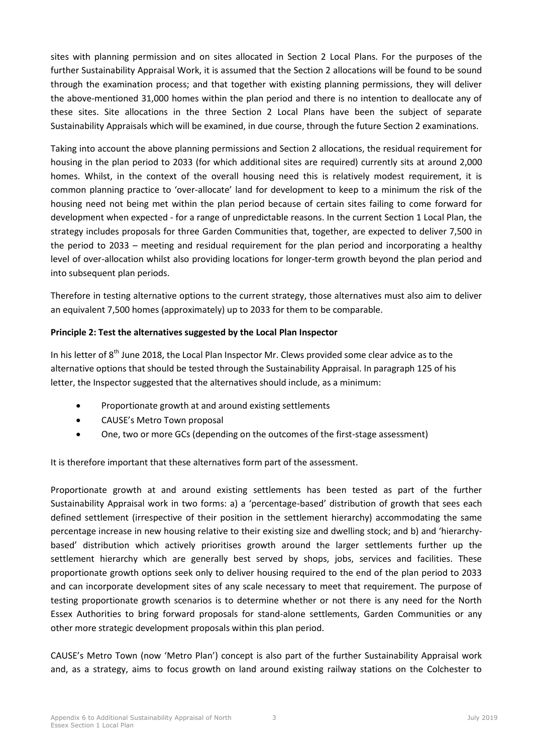sites with planning permission and on sites allocated in Section 2 Local Plans. For the purposes of the further Sustainability Appraisal Work, it is assumed that the Section 2 allocations will be found to be sound through the examination process; and that together with existing planning permissions, they will deliver the above-mentioned 31,000 homes within the plan period and there is no intention to deallocate any of these sites. Site allocations in the three Section 2 Local Plans have been the subject of separate Sustainability Appraisals which will be examined, in due course, through the future Section 2 examinations.

Taking into account the above planning permissions and Section 2 allocations, the residual requirement for housing in the plan period to 2033 (for which additional sites are required) currently sits at around 2,000 homes. Whilst, in the context of the overall housing need this is relatively modest requirement, it is common planning practice to 'over-allocate' land for development to keep to a minimum the risk of the housing need not being met within the plan period because of certain sites failing to come forward for development when expected - for a range of unpredictable reasons. In the current Section 1 Local Plan, the strategy includes proposals for three Garden Communities that, together, are expected to deliver 7,500 in the period to 2033 – meeting and residual requirement for the plan period and incorporating a healthy level of over-allocation whilst also providing locations for longer-term growth beyond the plan period and into subsequent plan periods.

Therefore in testing alternative options to the current strategy, those alternatives must also aim to deliver an equivalent 7,500 homes (approximately) up to 2033 for them to be comparable.

**Principle 2: Test the alternatives suggested by the Local Plan Inspector**

In his letter of 8th June 2018, the Local Plan Inspector Mr. Clews provided some clear advice as to the alternative options that should be tested through the Sustainability Appraisal. In paragraph 125 of his letter, the Inspector suggested that the alternatives should include, as a minimum:

- Proportionate growth at and around existing settlements
- CAUSE's Metro Town proposal
- One, two or more GCs (depending on the outcomes of the first-stage assessment)

It is therefore important that these alternatives form part of the assessment.

Proportionate growth at and around existing settlements has been tested as part of the further Sustainability Appraisal work in two forms: a) a 'percentage-based' distribution of growth that sees each defined settlement (irrespective of their position in the settlement hierarchy) accommodating the same percentage increase in new housing relative to their existing size and dwelling stock; and b) and 'hierarchy-based' distribution which actively prioritises growth around the larger settlements further up the settlement hierarchy which are generally best served by shops, jobs, services and facilities. These proportionate growth options seek only to deliver housing required to the end of the plan period to 2033 and can incorporate development sites of any scale necessary to meet that requirement. The purpose of testing proportionate growth scenarios is to determine whether or not there is any need for the North Essex Authorities to bring forward proposals for stand-alone settlements, Garden Communities or any other more strategic development proposals within this plan period.

CAUSE's Metro Town (now 'Metro Plan') concept is also part of the further Sustainability Appraisal work and, as a strategy, aims to focus growth on land around existing railway stations on the Colchester to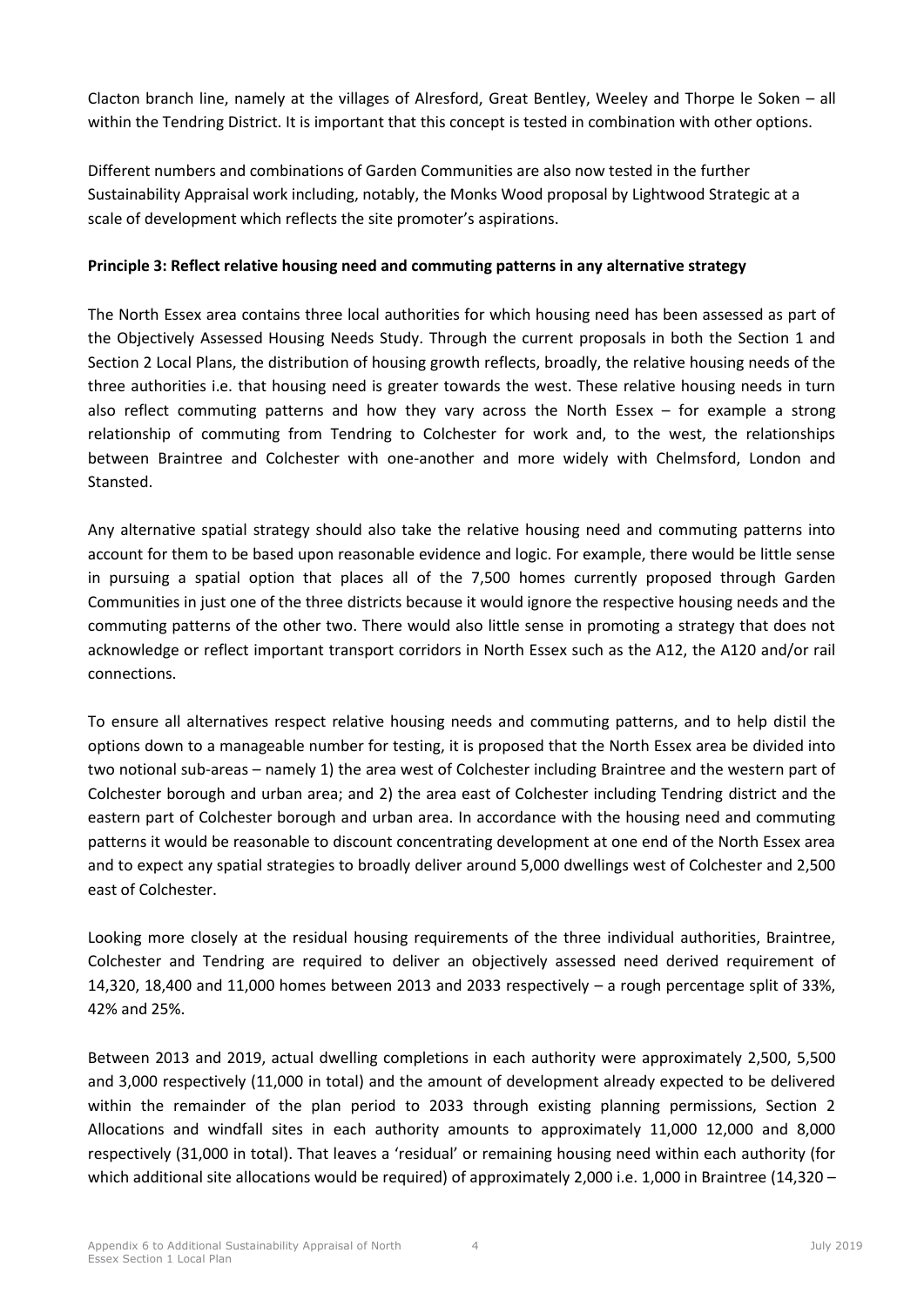Clacton branch line, namely at the villages of Alresford, Great Bentley, Weeley and Thorpe le Soken – all within the Tendring District. It is important that this concept is tested in combination with other options.

Different numbers and combinations of Garden Communities are also now tested in the further Sustainability Appraisal work including, notably, the Monks Wood proposal by Lightwood Strategic at a scale of development which reflects the site promoter's aspirations.

**Principle 3: Reflect relative housing need and commuting patterns in any alternative strategy**

The North Essex area contains three local authorities for which housing need has been assessed as part of the Objectively Assessed Housing Needs Study. Through the current proposals in both the Section 1 and Section 2 Local Plans, the distribution of housing growth reflects, broadly, the relative housing needs of the three authorities i.e. that housing need is greater towards the west. These relative housing needs in turn also reflect commuting patterns and how they vary across the North Essex – for example a strong relationship of commuting from Tendring to Colchester for work and, to the west, the relationships between Braintree and Colchester with one-another and more widely with Chelmsford, London and Stansted.

Any alternative spatial strategy should also take the relative housing need and commuting patterns into account for them to be based upon reasonable evidence and logic. For example, there would be little sense in pursuing a spatial option that places all of the 7,500 homes currently proposed through Garden Communities in just one of the three districts because it would ignore the respective housing needs and the commuting patterns of the other two. There would also little sense in promoting a strategy that does not acknowledge or reflect important transport corridors in North Essex such as the A12, the A120 and/or rail connections.

To ensure all alternatives respect relative housing needs and commuting patterns, and to help distil the options down to a manageable number for testing, it is proposed that the North Essex area be divided into two notional sub-areas – namely 1) the area west of Colchester including Braintree and the western part of Colchester borough and urban area; and 2) the area east of Colchester including Tendring district and the eastern part of Colchester borough and urban area. In accordance with the housing need and commuting patterns it would be reasonable to discount concentrating development at one end of the North Essex area and to expect any spatial strategies to broadly deliver around 5,000 dwellings west of Colchester and 2,500 east of Colchester.

Looking more closely at the residual housing requirements of the three individual authorities, Braintree, Colchester and Tendring are required to deliver an objectively assessed need derived requirement of 14,320, 18,400 and 11,000 homes between 2013 and 2033 respectively – a rough percentage split of 33%, 42% and 25%.

Between 2013 and 2019, actual dwelling completions in each authority were approximately 2,500, 5,500 and 3,000 respectively (11,000 in total) and the amount of development already expected to be delivered within the remainder of the plan period to 2033 through existing planning permissions, Section 2 Allocations and windfall sites in each authority amounts to approximately 11,000 12,000 and 8,000 respectively (31,000 in total). That leaves a 'residual' or remaining housing need within each authority (for which additional site allocations would be required) of approximately 2,000 i.e. 1,000 in Braintree (14,320 –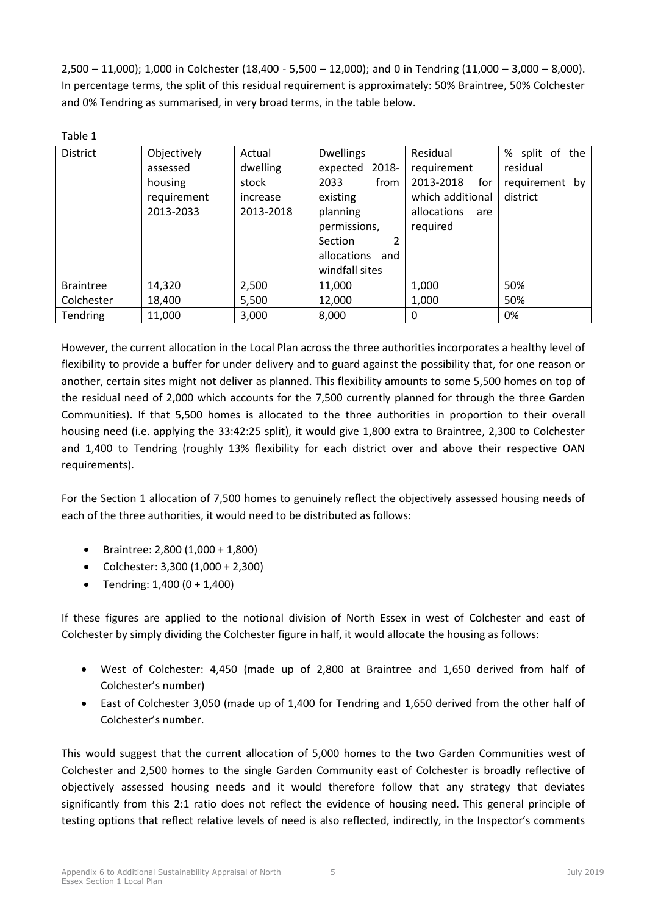2,500 – 11,000); 1,000 in Colchester (18,400 - 5,500 – 12,000); and 0 in Tendring (11,000 – 3,000 – 8,000). In percentage terms, the split of this residual requirement is approximately: 50% Braintree, 50% Colchester and 0% Tendring as summarised, in very broad terms, in the table below.

Table 1

| District | Objectively assessed housing requirement 2013-2033 | Actual dwelling stock increase 2013-2018 | Dwellings expected 2018-2033 from existing planning permissions, Section 2 allocations and windfall sites | Residual requirement 2013-2018 for which additional allocations are required | % split of the residual requirement by district |
|---|---|---|---|---|---|
| Braintree | 14,320 | 2,500 | 11,000 | 1,000 | 50% |
| Colchester | 18,400 | 5,500 | 12,000 | 1,000 | 50% |
| Tendring | 11,000 | 3,000 | 8,000 | 0 | 0% |

However, the current allocation in the Local Plan across the three authorities incorporates a healthy level of flexibility to provide a buffer for under delivery and to guard against the possibility that, for one reason or another, certain sites might not deliver as planned. This flexibility amounts to some 5,500 homes on top of the residual need of 2,000 which accounts for the 7,500 currently planned for through the three Garden Communities). If that 5,500 homes is allocated to the three authorities in proportion to their overall housing need (i.e. applying the 33:42:25 split), it would give 1,800 extra to Braintree, 2,300 to Colchester and 1,400 to Tendring (roughly 13% flexibility for each district over and above their respective OAN requirements).

For the Section 1 allocation of 7,500 homes to genuinely reflect the objectively assessed housing needs of each of the three authorities, it would need to be distributed as follows:

- Braintree: 2,800 (1,000 + 1,800)
- Colchester: 3,300 (1,000 + 2,300)
- Tendring: 1,400 (0 + 1,400)

If these figures are applied to the notional division of North Essex in west of Colchester and east of Colchester by simply dividing the Colchester figure in half, it would allocate the housing as follows:

- West of Colchester: 4,450 (made up of 2,800 at Braintree and 1,650 derived from half of Colchester's number)
- East of Colchester 3,050 (made up of 1,400 for Tendring and 1,650 derived from the other half of Colchester's number.

This would suggest that the current allocation of 5,000 homes to the two Garden Communities west of Colchester and 2,500 homes to the single Garden Community east of Colchester is broadly reflective of objectively assessed housing needs and it would therefore follow that any strategy that deviates significantly from this 2:1 ratio does not reflect the evidence of housing need. This general principle of testing options that reflect relative levels of need is also reflected, indirectly, in the Inspector's comments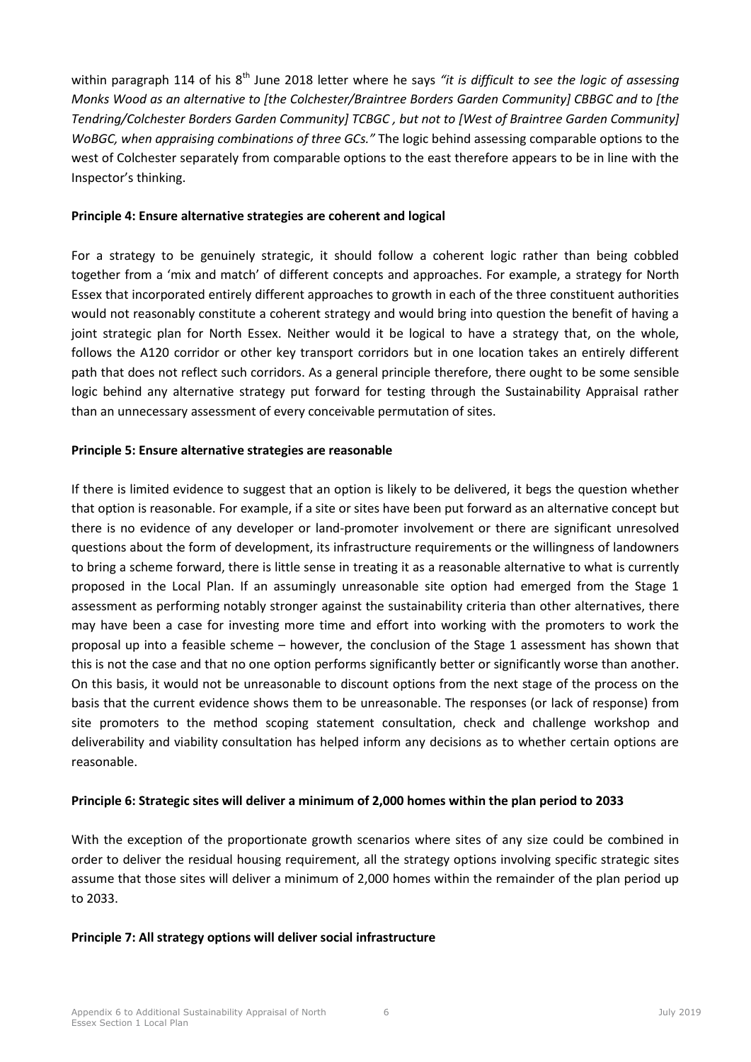within paragraph 114 of his 8th June 2018 letter where he says *"it is difficult to see the logic of assessing Monks Wood as an alternative to [the Colchester/Braintree Borders Garden Community] CBBGC and to [the Tendring/Colchester Borders Garden Community] TCBGC , but not to [West of Braintree Garden Community] WoBGC, when appraising combinations of three GCs."* The logic behind assessing comparable options to the west of Colchester separately from comparable options to the east therefore appears to be in line with the Inspector's thinking.

**Principle 4: Ensure alternative strategies are coherent and logical**

For a strategy to be genuinely strategic, it should follow a coherent logic rather than being cobbled together from a 'mix and match' of different concepts and approaches. For example, a strategy for North Essex that incorporated entirely different approaches to growth in each of the three constituent authorities would not reasonably constitute a coherent strategy and would bring into question the benefit of having a joint strategic plan for North Essex. Neither would it be logical to have a strategy that, on the whole, follows the A120 corridor or other key transport corridors but in one location takes an entirely different path that does not reflect such corridors. As a general principle therefore, there ought to be some sensible logic behind any alternative strategy put forward for testing through the Sustainability Appraisal rather than an unnecessary assessment of every conceivable permutation of sites.

**Principle 5: Ensure alternative strategies are reasonable**

If there is limited evidence to suggest that an option is likely to be delivered, it begs the question whether that option is reasonable. For example, if a site or sites have been put forward as an alternative concept but there is no evidence of any developer or land-promoter involvement or there are significant unresolved questions about the form of development, its infrastructure requirements or the willingness of landowners to bring a scheme forward, there is little sense in treating it as a reasonable alternative to what is currently proposed in the Local Plan. If an assumingly unreasonable site option had emerged from the Stage 1 assessment as performing notably stronger against the sustainability criteria than other alternatives, there may have been a case for investing more time and effort into working with the promoters to work the proposal up into a feasible scheme – however, the conclusion of the Stage 1 assessment has shown that this is not the case and that no one option performs significantly better or significantly worse than another. On this basis, it would not be unreasonable to discount options from the next stage of the process on the basis that the current evidence shows them to be unreasonable. The responses (or lack of response) from site promoters to the method scoping statement consultation, check and challenge workshop and deliverability and viability consultation has helped inform any decisions as to whether certain options are reasonable.

**Principle 6: Strategic sites will deliver a minimum of 2,000 homes within the plan period to 2033**

With the exception of the proportionate growth scenarios where sites of any size could be combined in order to deliver the residual housing requirement, all the strategy options involving specific strategic sites assume that those sites will deliver a minimum of 2,000 homes within the remainder of the plan period up to 2033.

**Principle 7: All strategy options will deliver social infrastructure**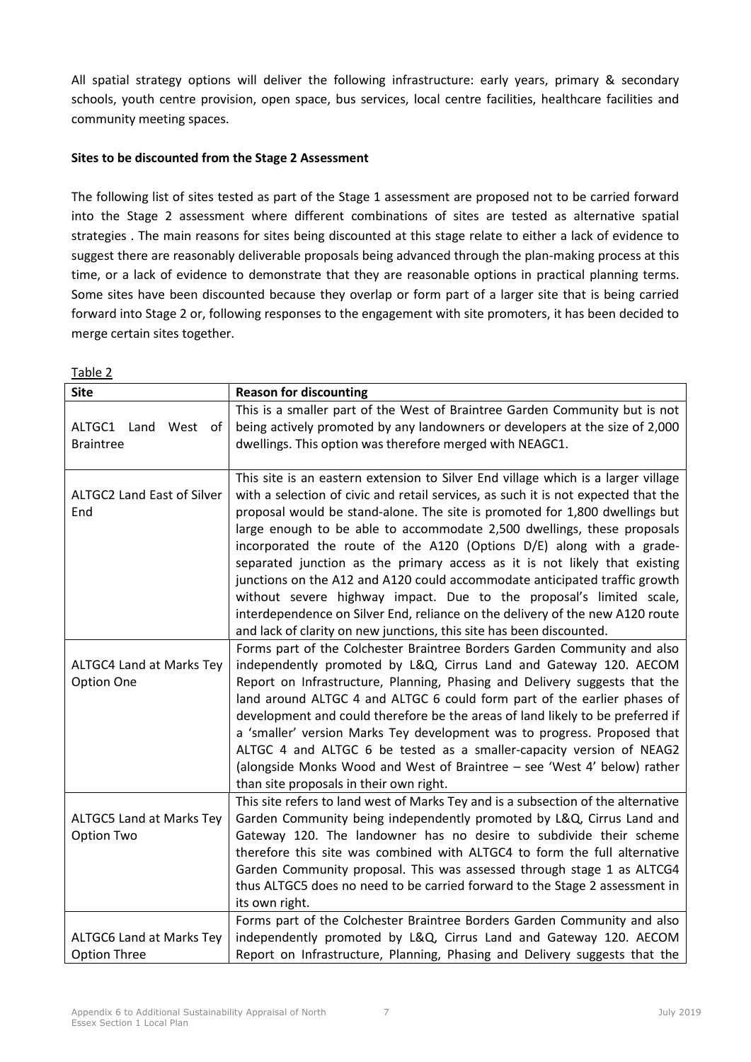All spatial strategy options will deliver the following infrastructure: early years, primary & secondary schools, youth centre provision, open space, bus services, local centre facilities, healthcare facilities and community meeting spaces.

**Sites to be discounted from the Stage 2 Assessment**

The following list of sites tested as part of the Stage 1 assessment are proposed not to be carried forward into the Stage 2 assessment where different combinations of sites are tested as alternative spatial strategies . The main reasons for sites being discounted at this stage relate to either a lack of evidence to suggest there are reasonably deliverable proposals being advanced through the plan-making process at this time, or a lack of evidence to demonstrate that they are reasonable options in practical planning terms. Some sites have been discounted because they overlap or form part of a larger site that is being carried forward into Stage 2 or, following responses to the engagement with site promoters, it has been decided to merge certain sites together.

Table 2

| Site | Reason for discounting |
|---|---|
| ALTGC1 Land West of Braintree | This is a smaller part of the West of Braintree Garden Community but is not being actively promoted by any landowners or developers at the size of 2,000 dwellings. This option was therefore merged with NEAGC1. |
| ALTGC2 Land East of Silver End | This site is an eastern extension to Silver End village which is a larger village with a selection of civic and retail services, as such it is not expected that the proposal would be stand-alone. The site is promoted for 1,800 dwellings but large enough to be able to accommodate 2,500 dwellings, these proposals incorporated the route of the A120 (Options D/E) along with a grade-separated junction as the primary access as it is not likely that existing junctions on the A12 and A120 could accommodate anticipated traffic growth without severe highway impact. Due to the proposal's limited scale, interdependence on Silver End, reliance on the delivery of the new A120 route and lack of clarity on new junctions, this site has been discounted. |
| ALTGC4 Land at Marks Tey Option One | Forms part of the Colchester Braintree Borders Garden Community and also independently promoted by L&Q, Cirrus Land and Gateway 120. AECOM Report on Infrastructure, Planning, Phasing and Delivery suggests that the land around ALTGC 4 and ALTGC 6 could form part of the earlier phases of development and could therefore be the areas of land likely to be preferred if a 'smaller' version Marks Tey development was to progress. Proposed that ALTGC 4 and ALTGC 6 be tested as a smaller-capacity version of NEAG2 (alongside Monks Wood and West of Braintree – see 'West 4' below) rather than site proposals in their own right. |
| ALTGC5 Land at Marks Tey Option Two | This site refers to land west of Marks Tey and is a subsection of the alternative Garden Community being independently promoted by L&Q, Cirrus Land and Gateway 120. The landowner has no desire to subdivide their scheme therefore this site was combined with ALTGC4 to form the full alternative Garden Community proposal. This was assessed through stage 1 as ALTCG4 thus ALTGC5 does no need to be carried forward to the Stage 2 assessment in its own right. |
| ALTGC6 Land at Marks Tey Option Three | Forms part of the Colchester Braintree Borders Garden Community and also independently promoted by L&Q, Cirrus Land and Gateway 120. AECOM Report on Infrastructure, Planning, Phasing and Delivery suggests that the |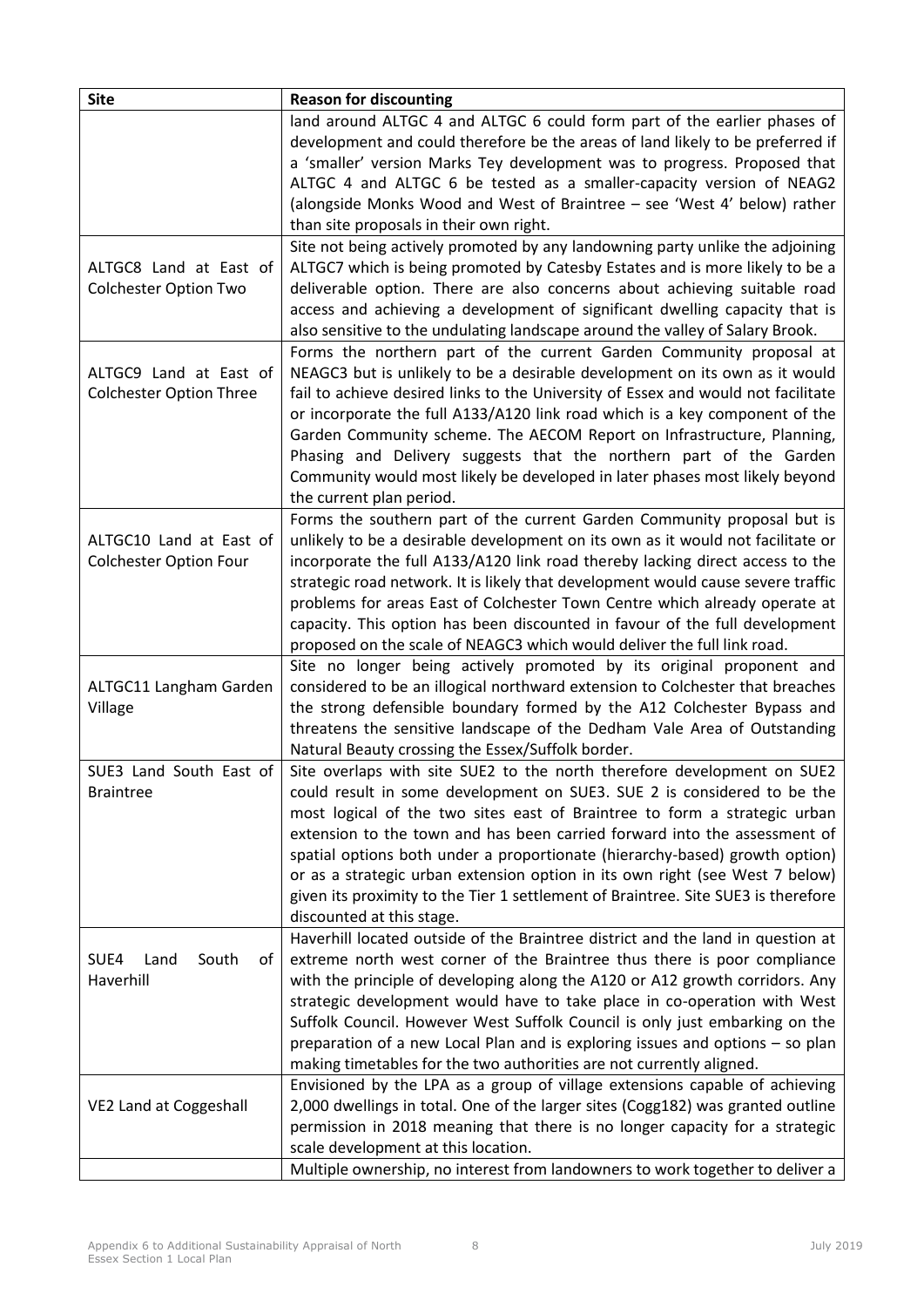| Site | Reason for discounting |
|---|---|
| | land around ALTGC 4 and ALTGC 6 could form part of the earlier phases of development and could therefore be the areas of land likely to be preferred if a 'smaller' version Marks Tey development was to progress. Proposed that ALTGC 4 and ALTGC 6 be tested as a smaller-capacity version of NEAG2 (alongside Monks Wood and West of Braintree – see 'West 4' below) rather than site proposals in their own right. |
| ALTGC8 Land at East of Colchester Option Two | Site not being actively promoted by any landowning party unlike the adjoining ALTGC7 which is being promoted by Catesby Estates and is more likely to be a deliverable option. There are also concerns about achieving suitable road access and achieving a development of significant dwelling capacity that is also sensitive to the undulating landscape around the valley of Salary Brook. |
| ALTGC9 Land at East of Colchester Option Three | Forms the northern part of the current Garden Community proposal at NEAGC3 but is unlikely to be a desirable development on its own as it would fail to achieve desired links to the University of Essex and would not facilitate or incorporate the full A133/A120 link road which is a key component of the Garden Community scheme. The AECOM Report on Infrastructure, Planning, Phasing and Delivery suggests that the northern part of the Garden Community would most likely be developed in later phases most likely beyond the current plan period. |
| ALTGC10 Land at East of Colchester Option Four | Forms the southern part of the current Garden Community proposal but is unlikely to be a desirable development on its own as it would not facilitate or incorporate the full A133/A120 link road thereby lacking direct access to the strategic road network. It is likely that development would cause severe traffic problems for areas East of Colchester Town Centre which already operate at capacity. This option has been discounted in favour of the full development proposed on the scale of NEAGC3 which would deliver the full link road. |
| ALTGC11 Langham Garden Village | Site no longer being actively promoted by its original proponent and considered to be an illogical northward extension to Colchester that breaches the strong defensible boundary formed by the A12 Colchester Bypass and threatens the sensitive landscape of the Dedham Vale Area of Outstanding Natural Beauty crossing the Essex/Suffolk border. |
| SUE3 Land South East of Braintree | Site overlaps with site SUE2 to the north therefore development on SUE2 could result in some development on SUE3. SUE 2 is considered to be the most logical of the two sites east of Braintree to form a strategic urban extension to the town and has been carried forward into the assessment of spatial options both under a proportionate (hierarchy-based) growth option) or as a strategic urban extension option in its own right (see West 7 below) given its proximity to the Tier 1 settlement of Braintree. Site SUE3 is therefore discounted at this stage. |
| SUE4 Land South of Haverhill | Haverhill located outside of the Braintree district and the land in question at extreme north west corner of the Braintree thus there is poor compliance with the principle of developing along the A120 or A12 growth corridors. Any strategic development would have to take place in co-operation with West Suffolk Council. However West Suffolk Council is only just embarking on the preparation of a new Local Plan and is exploring issues and options – so plan making timetables for the two authorities are not currently aligned. |
| VE2 Land at Coggeshall | Envisioned by the LPA as a group of village extensions capable of achieving 2,000 dwellings in total. One of the larger sites (Cogg182) was granted outline permission in 2018 meaning that there is no longer capacity for a strategic scale development at this location. |
| | Multiple ownership, no interest from landowners to work together to deliver a |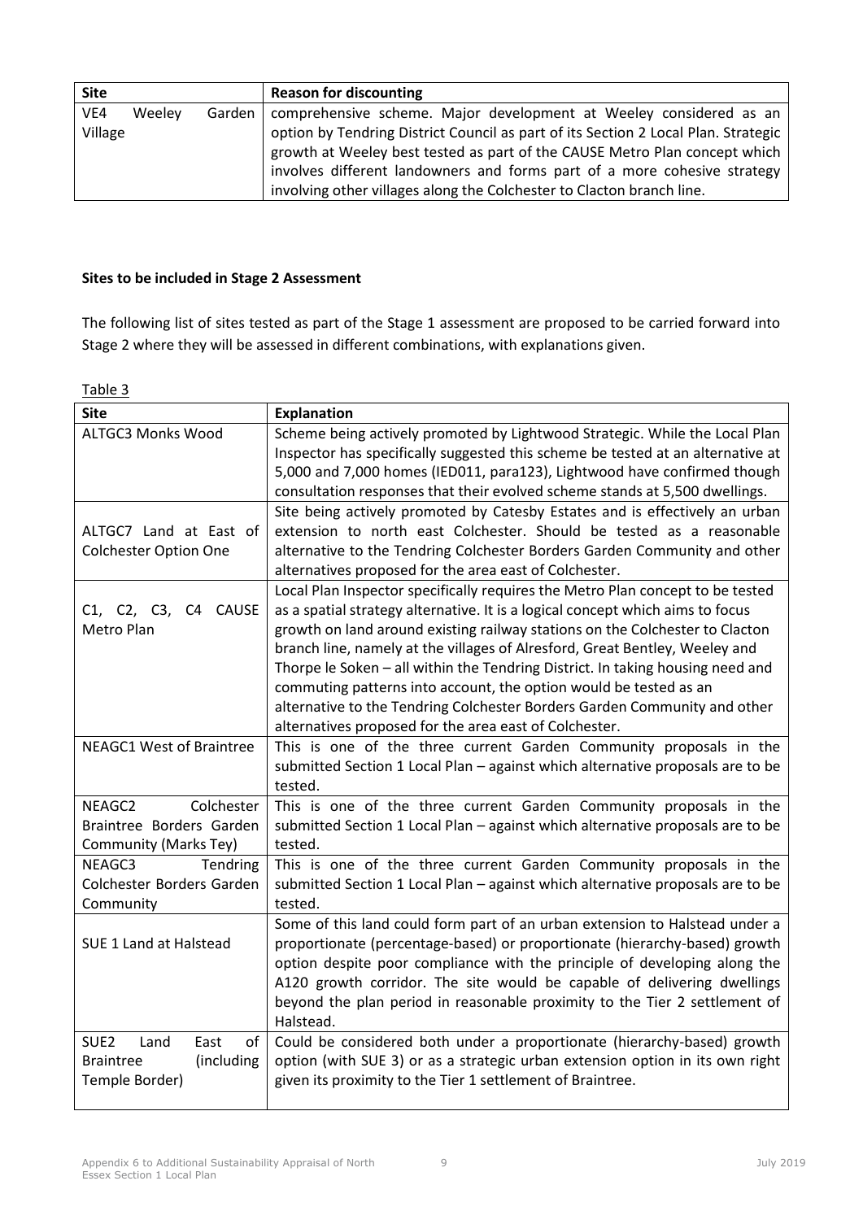| Site | Reason for discounting |
|---|---|
| VE4 Weeley Garden Village | comprehensive scheme. Major development at Weeley considered as an option by Tendring District Council as part of its Section 2 Local Plan. Strategic growth at Weeley best tested as part of the CAUSE Metro Plan concept which involves different landowners and forms part of a more cohesive strategy involving other villages along the Colchester to Clacton branch line. |

**Sites to be included in Stage 2 Assessment**

The following list of sites tested as part of the Stage 1 assessment are proposed to be carried forward into Stage 2 where they will be assessed in different combinations, with explanations given.

Table 3

| Site | Explanation |
|---|---|
| ALTGC3 Monks Wood | Scheme being actively promoted by Lightwood Strategic. While the Local Plan Inspector has specifically suggested this scheme be tested at an alternative at 5,000 and 7,000 homes (IED011, para123), Lightwood have confirmed though consultation responses that their evolved scheme stands at 5,500 dwellings. |
| ALTGC7 Land at East of Colchester Option One | Site being actively promoted by Catesby Estates and is effectively an urban extension to north east Colchester. Should be tested as a reasonable alternative to the Tendring Colchester Borders Garden Community and other alternatives proposed for the area east of Colchester. |
| C1, C2, C3, C4 CAUSE Metro Plan | Local Plan Inspector specifically requires the Metro Plan concept to be tested as a spatial strategy alternative. It is a logical concept which aims to focus growth on land around existing railway stations on the Colchester to Clacton branch line, namely at the villages of Alresford, Great Bentley, Weeley and Thorpe le Soken – all within the Tendring District. In taking housing need and commuting patterns into account, the option would be tested as an alternative to the Tendring Colchester Borders Garden Community and other alternatives proposed for the area east of Colchester. |
| NEAGC1 West of Braintree | This is one of the three current Garden Community proposals in the submitted Section 1 Local Plan – against which alternative proposals are to be tested. |
| NEAGC2 Colchester Braintree Borders Garden Community (Marks Tey) | This is one of the three current Garden Community proposals in the submitted Section 1 Local Plan – against which alternative proposals are to be tested. |
| NEAGC3 Tendring Colchester Borders Garden Community | This is one of the three current Garden Community proposals in the submitted Section 1 Local Plan – against which alternative proposals are to be tested. |
| SUE 1 Land at Halstead | Some of this land could form part of an urban extension to Halstead under a proportionate (percentage-based) or proportionate (hierarchy-based) growth option despite poor compliance with the principle of developing along the A120 growth corridor. The site would be capable of delivering dwellings beyond the plan period in reasonable proximity to the Tier 2 settlement of Halstead. |
| SUE2 Land East of Braintree (including Temple Border) | Could be considered both under a proportionate (hierarchy-based) growth option (with SUE 3) or as a strategic urban extension option in its own right given its proximity to the Tier 1 settlement of Braintree. |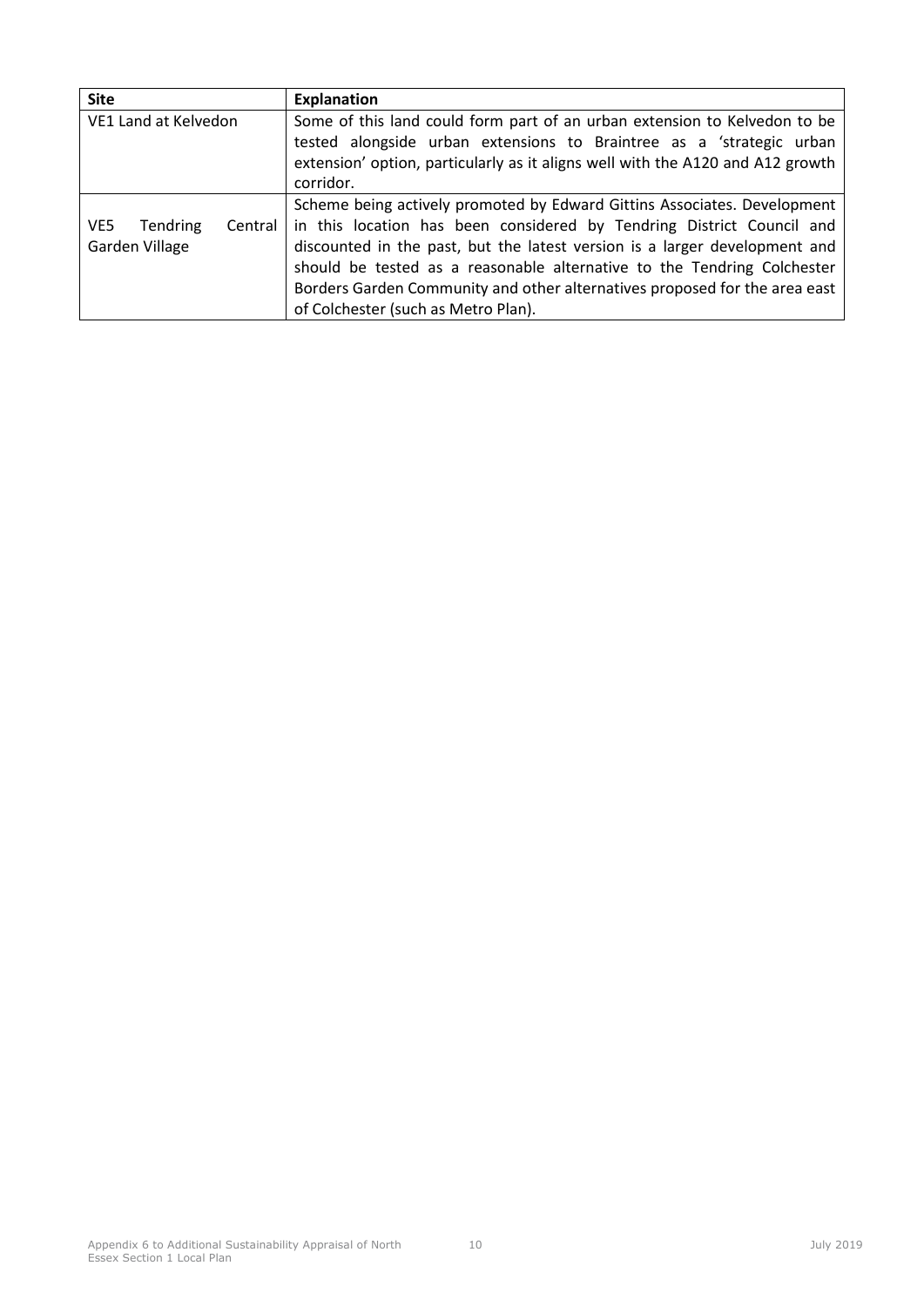| Site | Explanation |
| --- | --- |
| VE1 Land at Kelvedon | Some of this land could form part of an urban extension to Kelvedon to be tested alongside urban extensions to Braintree as a 'strategic urban extension' option, particularly as it aligns well with the A120 and A12 growth corridor. |
| VE5 Tendring Central Garden Village | Scheme being actively promoted by Edward Gittins Associates. Development in this location has been considered by Tendring District Council and discounted in the past, but the latest version is a larger development and should be tested as a reasonable alternative to the Tendring Colchester Borders Garden Community and other alternatives proposed for the area east of Colchester (such as Metro Plan). |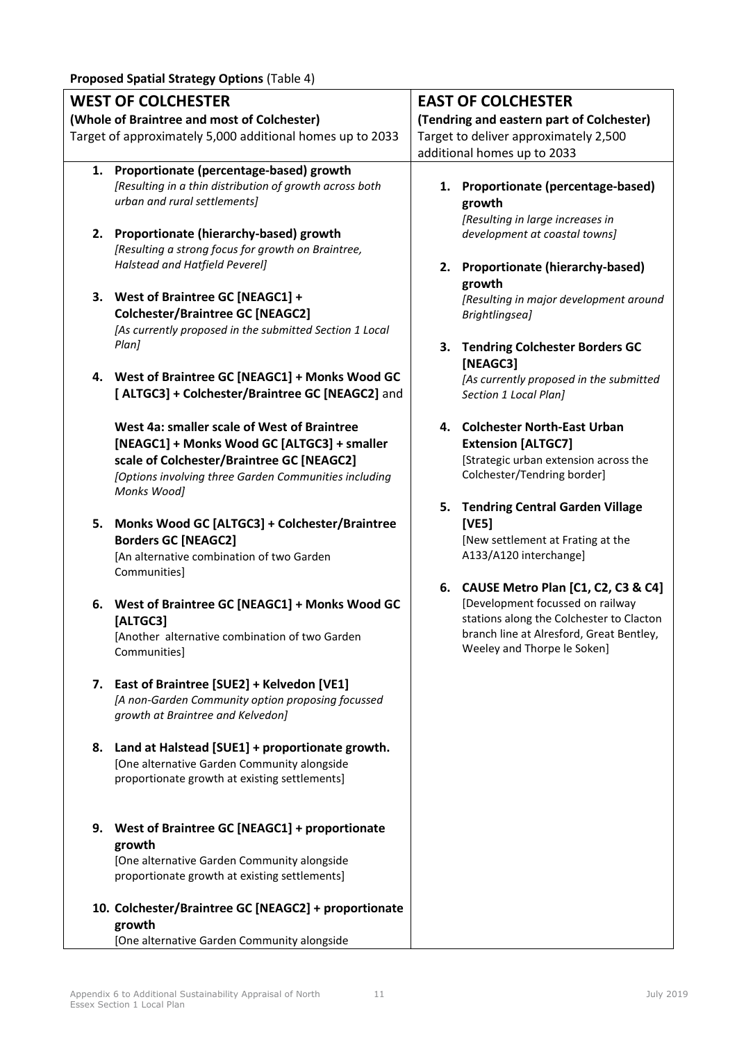**Proposed Spatial Strategy Options** (Table 4)

| **WEST OF COLCHESTER**<br>**(Whole of Braintree and most of Colchester)**<br>Target of approximately 5,000 additional homes up to 2033 | **EAST OF COLCHESTER**<br>**(Tendring and eastern part of Colchester)**<br>Target to deliver approximately 2,500 additional homes up to 2033 |
|---|---|
| 1. **Proportionate (percentage-based) growth**<br>*[Resulting in a thin distribution of growth across both urban and rural settlements]*<br><br>2. **Proportionate (hierarchy-based) growth**<br>*[Resulting a strong focus for growth on Braintree, Halstead and Hatfield Peverel]*<br><br>3. **West of Braintree GC [NEAGC1] + Colchester/Braintree GC [NEAGC2]**<br>*[As currently proposed in the submitted Section 1 Local Plan]*<br><br>4. **West of Braintree GC [NEAGC1] + Monks Wood GC [ ALTGC3] + Colchester/Braintree GC [NEAGC2]** and<br><br>**West 4a: smaller scale of West of Braintree [NEAGC1] + Monks Wood GC [ALTGC3] + smaller scale of Colchester/Braintree GC [NEAGC2]**<br>*[Options involving three Garden Communities including Monks Wood]*<br><br>5. **Monks Wood GC [ALTGC3] + Colchester/Braintree Borders GC [NEAGC2]**<br>[An alternative combination of two Garden Communities]<br><br>6. **West of Braintree GC [NEAGC1] + Monks Wood GC [ALTGC3]**<br>[Another alternative combination of two Garden Communities]<br><br>7. **East of Braintree [SUE2] + Kelvedon [VE1]**<br>*[A non-Garden Community option proposing focussed growth at Braintree and Kelvedon]*<br><br>8. **Land at Halstead [SUE1] + proportionate growth.**<br>[One alternative Garden Community alongside proportionate growth at existing settlements]<br><br>9. **West of Braintree GC [NEAGC1] + proportionate growth**<br>[One alternative Garden Community alongside proportionate growth at existing settlements]<br><br>10. **Colchester/Braintree GC [NEAGC2] + proportionate growth**<br>[One alternative Garden Community alongside | 1. **Proportionate (percentage-based) growth**<br>*[Resulting in large increases in development at coastal towns]*<br><br>2. **Proportionate (hierarchy-based) growth**<br>*[Resulting in major development around Brightlingsea]*<br><br>3. **Tendring Colchester Borders GC [NEAGC3]**<br>*[As currently proposed in the submitted Section 1 Local Plan]*<br><br>4. **Colchester North-East Urban Extension [ALTGC7]**<br>[Strategic urban extension across the Colchester/Tendring border]<br><br>5. **Tendring Central Garden Village [VE5]**<br>[New settlement at Frating at the A133/A120 interchange]<br><br>6. **CAUSE Metro Plan [C1, C2, C3 & C4]**<br>[Development focussed on railway stations along the Colchester to Clacton branch line at Alresford, Great Bentley, Weeley and Thorpe le Soken] |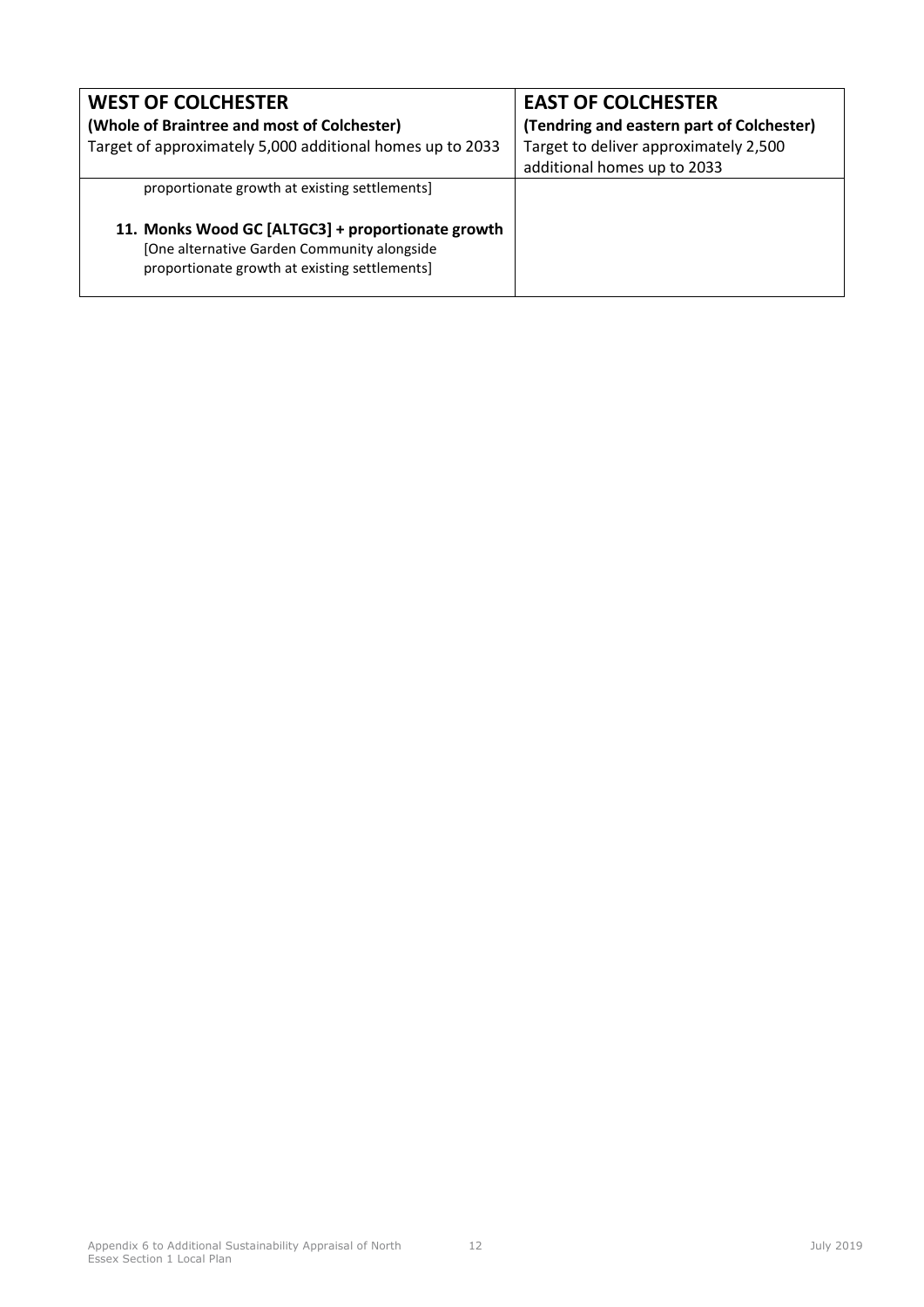| **WEST OF COLCHESTER**<br>**(Whole of Braintree and most of Colchester)**<br>Target of approximately 5,000 additional homes up to 2033 | **EAST OF COLCHESTER**<br>**(Tendring and eastern part of Colchester)**<br>Target to deliver approximately 2,500 additional homes up to 2033 |
|---|---|
| proportionate growth at existing settlements]<br><br>**11. Monks Wood GC [ALTGC3] + proportionate growth**<br>[One alternative Garden Community alongside proportionate growth at existing settlements] | |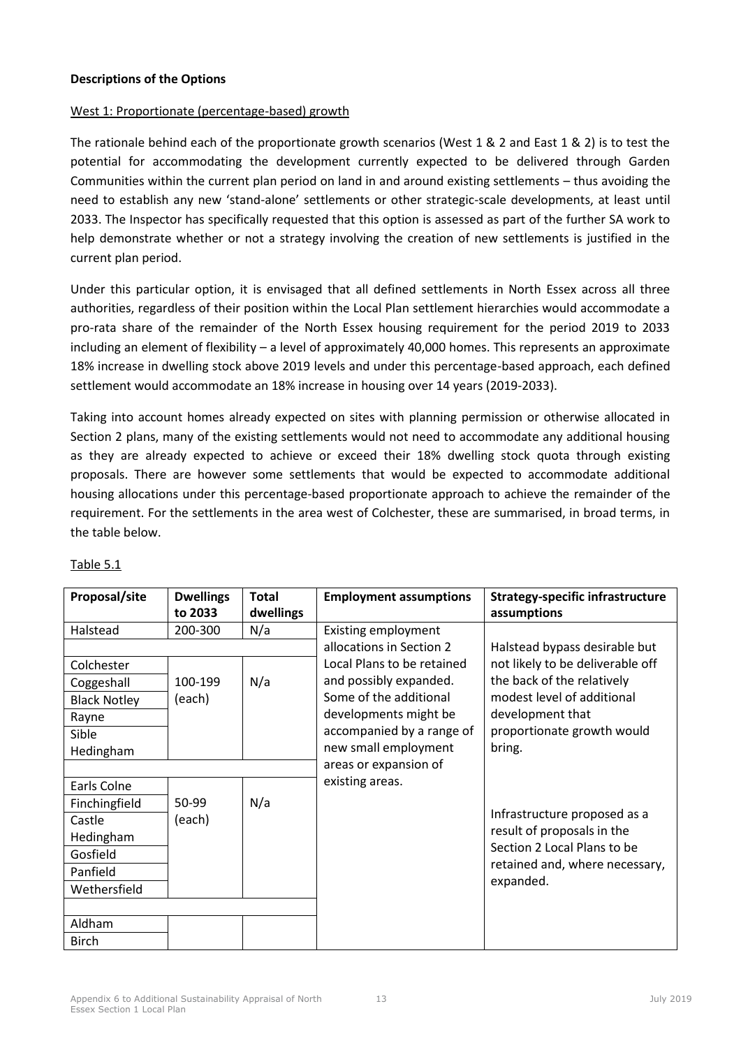**Descriptions of the Options**

West 1: Proportionate (percentage-based) growth

The rationale behind each of the proportionate growth scenarios (West 1 & 2 and East 1 & 2) is to test the potential for accommodating the development currently expected to be delivered through Garden Communities within the current plan period on land in and around existing settlements – thus avoiding the need to establish any new 'stand-alone' settlements or other strategic-scale developments, at least until 2033. The Inspector has specifically requested that this option is assessed as part of the further SA work to help demonstrate whether or not a strategy involving the creation of new settlements is justified in the current plan period.

Under this particular option, it is envisaged that all defined settlements in North Essex across all three authorities, regardless of their position within the Local Plan settlement hierarchies would accommodate a pro-rata share of the remainder of the North Essex housing requirement for the period 2019 to 2033 including an element of flexibility – a level of approximately 40,000 homes. This represents an approximate 18% increase in dwelling stock above 2019 levels and under this percentage-based approach, each defined settlement would accommodate an 18% increase in housing over 14 years (2019-2033).

Taking into account homes already expected on sites with planning permission or otherwise allocated in Section 2 plans, many of the existing settlements would not need to accommodate any additional housing as they are already expected to achieve or exceed their 18% dwelling stock quota through existing proposals. There are however some settlements that would be expected to accommodate additional housing allocations under this percentage-based proportionate approach to achieve the remainder of the requirement. For the settlements in the area west of Colchester, these are summarised, in broad terms, in the table below.

Table 5.1

| Proposal/site | Dwellings to 2033 | Total dwellings | Employment assumptions | Strategy-specific infrastructure assumptions |
|---|---|---|---|---|
| Halstead | 200-300 | N/a | Existing employment allocations in Section 2 Local Plans to be retained and possibly expanded. Some of the additional developments might be accompanied by a range of new small employment areas or expansion of existing areas. | Halstead bypass desirable but not likely to be deliverable off the back of the relatively modest level of additional development that proportionate growth would bring. Infrastructure proposed as a result of proposals in the Section 2 Local Plans to be retained and, where necessary, expanded. |
| | | | | |
| Colchester | 100-199 (each) | N/a | | |
| Coggeshall | | | | |
| Black Notley | | | | |
| Rayne | | | | |
| Sible Hedingham | | | | |
| | | | | |
| Earls Colne | 50-99 (each) | N/a | | |
| Finchingfield | | | | |
| Castle Hedingham | | | | |
| Gosfield | | | | |
| Panfield | | | | |
| Wethersfield | | | | |
| | | | | |
| Aldham | | | | |
| Birch | | | | |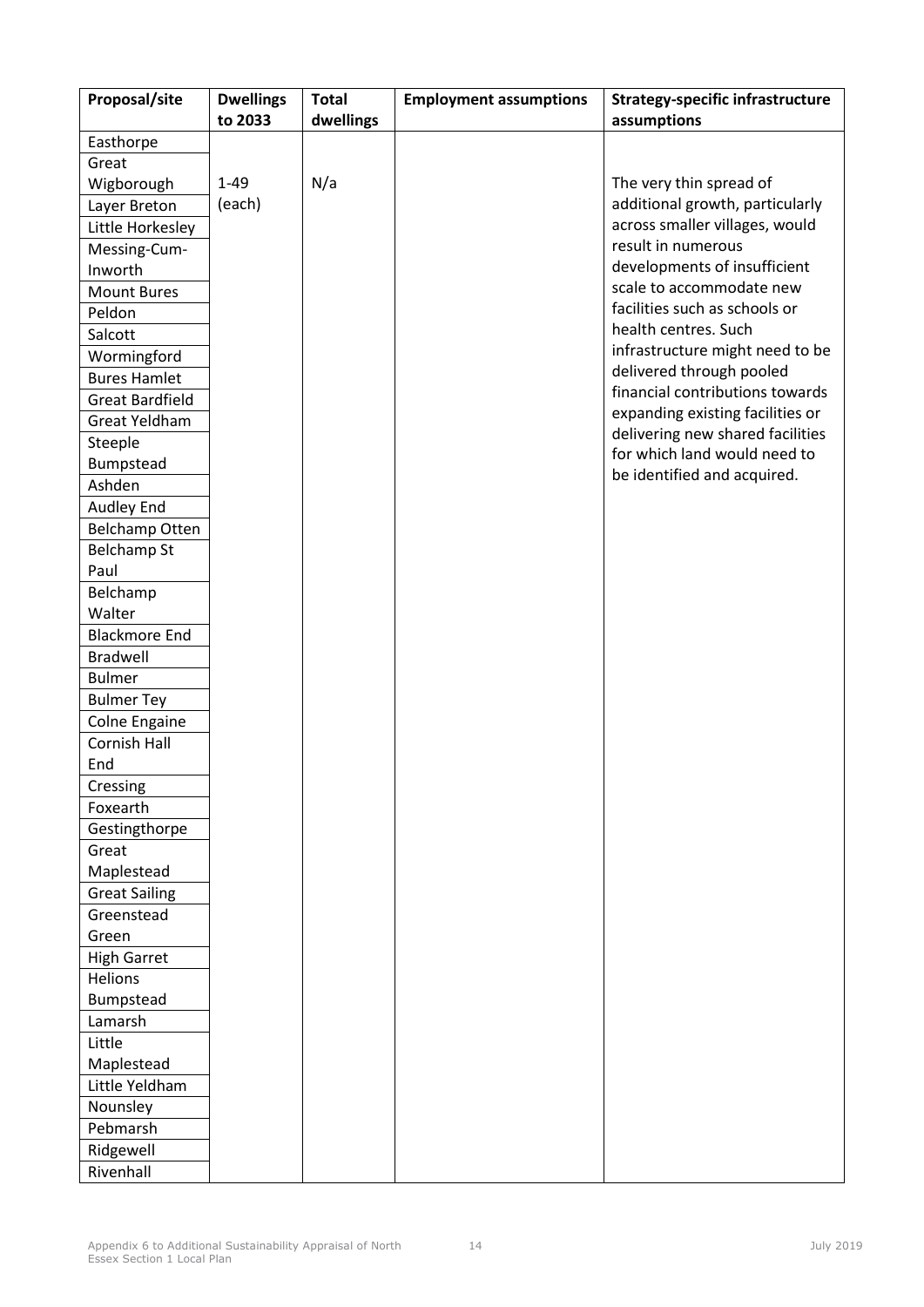| Proposal/site | Dwellings to 2033 | Total dwellings | Employment assumptions | Strategy-specific infrastructure assumptions |
|---|---|---|---|---|
| Easthorpe | 1-49 (each) | N/a | | The very thin spread of additional growth, particularly across smaller villages, would result in numerous developments of insufficient scale to accommodate new facilities such as schools or health centres. Such infrastructure might need to be delivered through pooled financial contributions towards expanding existing facilities or delivering new shared facilities for which land would need to be identified and acquired. |
| Great Wigborough | | | | |
| Layer Breton | | | | |
| Little Horkesley | | | | |
| Messing-Cum-Inworth | | | | |
| Mount Bures | | | | |
| Peldon | | | | |
| Salcott | | | | |
| Wormingford | | | | |
| Bures Hamlet | | | | |
| Great Bardfield | | | | |
| Great Yeldham | | | | |
| Steeple Bumpstead | | | | |
| Ashden | | | | |
| Audley End | | | | |
| Belchamp Otten | | | | |
| Belchamp St Paul | | | | |
| Belchamp Walter | | | | |
| Blackmore End | | | | |
| Bradwell | | | | |
| Bulmer | | | | |
| Bulmer Tey | | | | |
| Colne Engaine | | | | |
| Cornish Hall End | | | | |
| Cressing | | | | |
| Foxearth | | | | |
| Gestingthorpe | | | | |
| Great Maplestead | | | | |
| Great Sailing | | | | |
| Greenstead Green | | | | |
| High Garret | | | | |
| Helions Bumpstead | | | | |
| Lamarsh | | | | |
| Little Maplestead | | | | |
| Little Yeldham | | | | |
| Nounsley | | | | |
| Pebmarsh | | | | |
| Ridgewell | | | | |
| Rivenhall | | | | |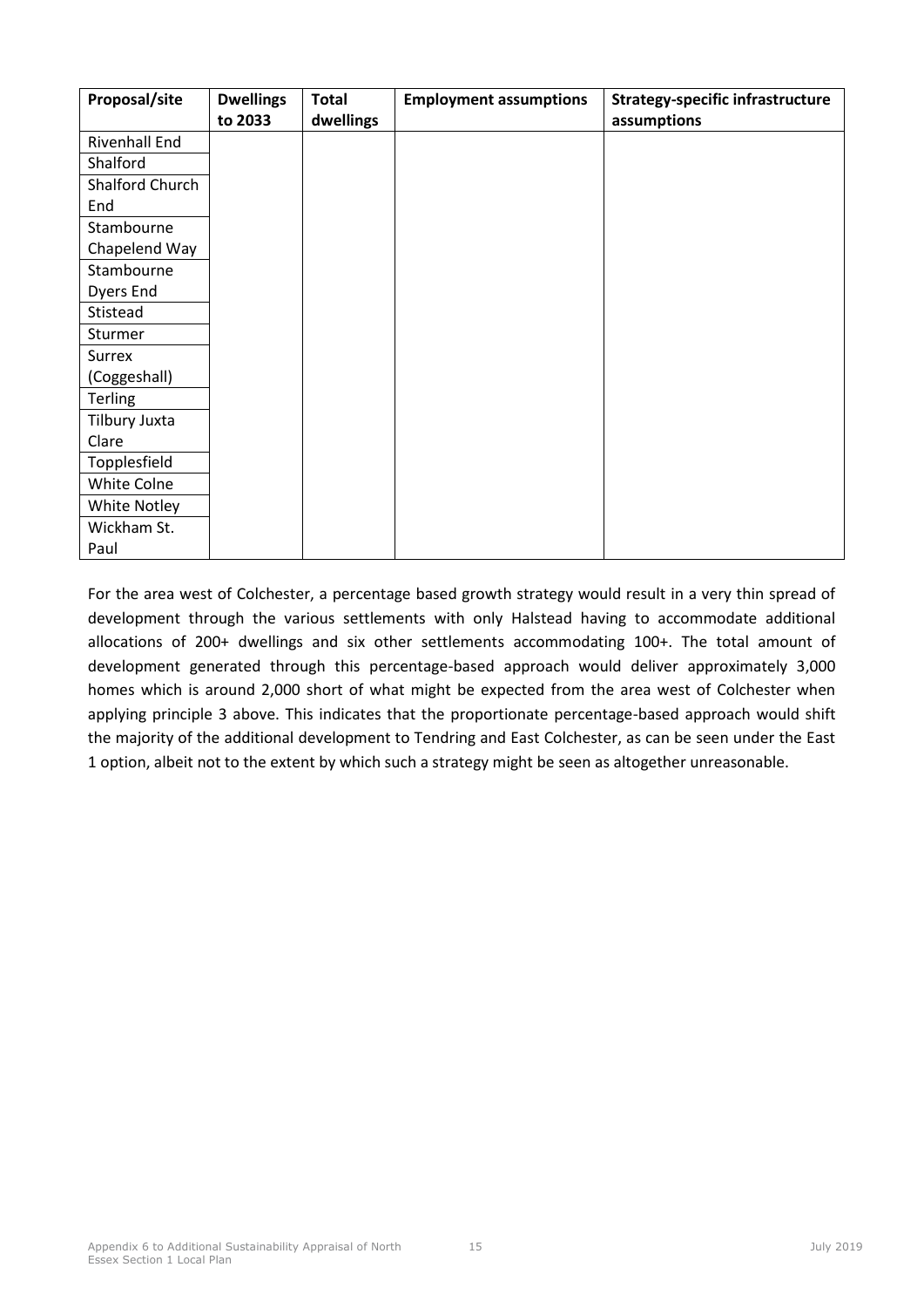| Proposal/site | Dwellings to 2033 | Total dwellings | Employment assumptions | Strategy-specific infrastructure assumptions |
|---|---|---|---|---|
| Rivenhall End | | | | |
| Shalford | | | | |
| Shalford Church End | | | | |
| Stambourne Chapelend Way | | | | |
| Stambourne Dyers End | | | | |
| Stistead | | | | |
| Sturmer | | | | |
| Surrex (Coggeshall) | | | | |
| Terling | | | | |
| Tilbury Juxta Clare | | | | |
| Topplesfield | | | | |
| White Colne | | | | |
| White Notley | | | | |
| Wickham St. Paul | | | | |

For the area west of Colchester, a percentage based growth strategy would result in a very thin spread of development through the various settlements with only Halstead having to accommodate additional allocations of 200+ dwellings and six other settlements accommodating 100+. The total amount of development generated through this percentage-based approach would deliver approximately 3,000 homes which is around 2,000 short of what might be expected from the area west of Colchester when applying principle 3 above. This indicates that the proportionate percentage-based approach would shift the majority of the additional development to Tendring and East Colchester, as can be seen under the East 1 option, albeit not to the extent by which such a strategy might be seen as altogether unreasonable.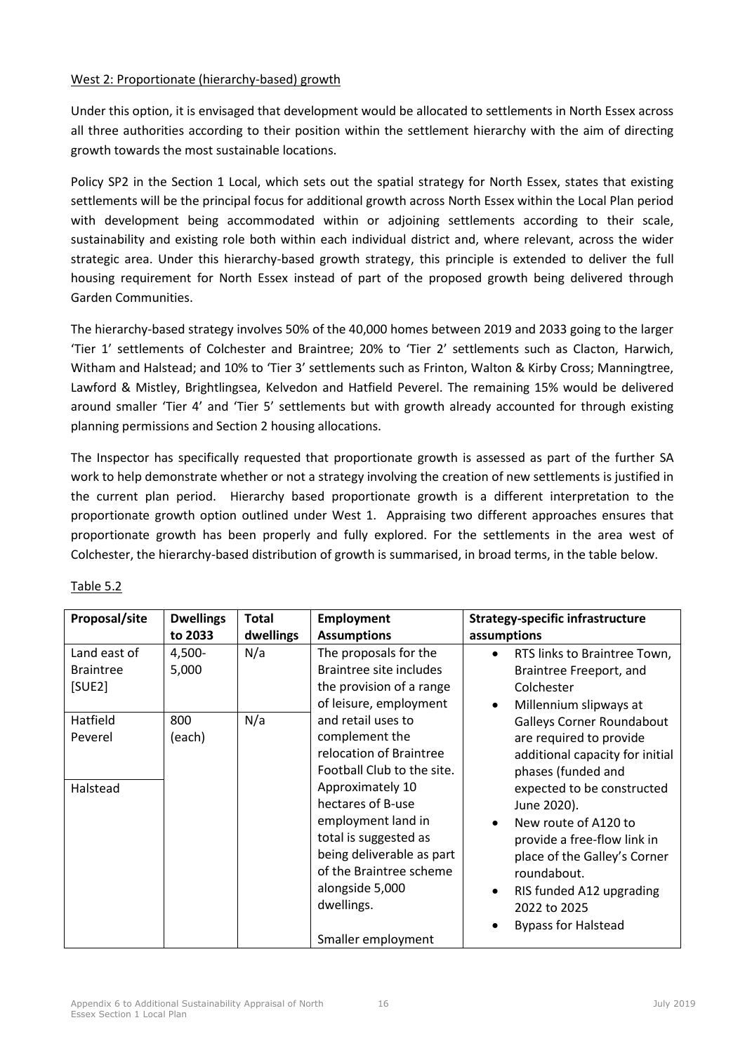West 2: Proportionate (hierarchy-based) growth

Under this option, it is envisaged that development would be allocated to settlements in North Essex across all three authorities according to their position within the settlement hierarchy with the aim of directing growth towards the most sustainable locations.

Policy SP2 in the Section 1 Local, which sets out the spatial strategy for North Essex, states that existing settlements will be the principal focus for additional growth across North Essex within the Local Plan period with development being accommodated within or adjoining settlements according to their scale, sustainability and existing role both within each individual district and, where relevant, across the wider strategic area. Under this hierarchy-based growth strategy, this principle is extended to deliver the full housing requirement for North Essex instead of part of the proposed growth being delivered through Garden Communities.

The hierarchy-based strategy involves 50% of the 40,000 homes between 2019 and 2033 going to the larger 'Tier 1' settlements of Colchester and Braintree; 20% to 'Tier 2' settlements such as Clacton, Harwich, Witham and Halstead; and 10% to 'Tier 3' settlements such as Frinton, Walton & Kirby Cross; Manningtree, Lawford & Mistley, Brightlingsea, Kelvedon and Hatfield Peverel. The remaining 15% would be delivered around smaller 'Tier 4' and 'Tier 5' settlements but with growth already accounted for through existing planning permissions and Section 2 housing allocations.

The Inspector has specifically requested that proportionate growth is assessed as part of the further SA work to help demonstrate whether or not a strategy involving the creation of new settlements is justified in the current plan period. Hierarchy based proportionate growth is a different interpretation to the proportionate growth option outlined under West 1. Appraising two different approaches ensures that proportionate growth has been properly and fully explored. For the settlements in the area west of Colchester, the hierarchy-based distribution of growth is summarised, in broad terms, in the table below.

Table 5.2

| Proposal/site | Dwellings to 2033 | Total dwellings | Employment Assumptions | Strategy-specific infrastructure assumptions |
|---|---|---|---|---|
| Land east of Braintree [SUE2] | 4,500-5,000 | N/a | The proposals for the Braintree site includes the provision of a range of leisure, employment and retail uses to complement the relocation of Braintree Football Club to the site. Approximately 10 hectares of B-use employment land in total is suggested as being deliverable as part of the Braintree scheme alongside 5,000 dwellings.<br><br>Smaller employment | • RTS links to Braintree Town, Braintree Freeport, and Colchester<br>• Millennium slipways at Galleys Corner Roundabout are required to provide additional capacity for initial phases (funded and expected to be constructed June 2020).<br>• New route of A120 to provide a free-flow link in place of the Galley's Corner roundabout.<br>• RIS funded A12 upgrading 2022 to 2025<br>• Bypass for Halstead |
| Hatfield Peverel | 800 (each) | N/a | | |
| Halstead | | | | |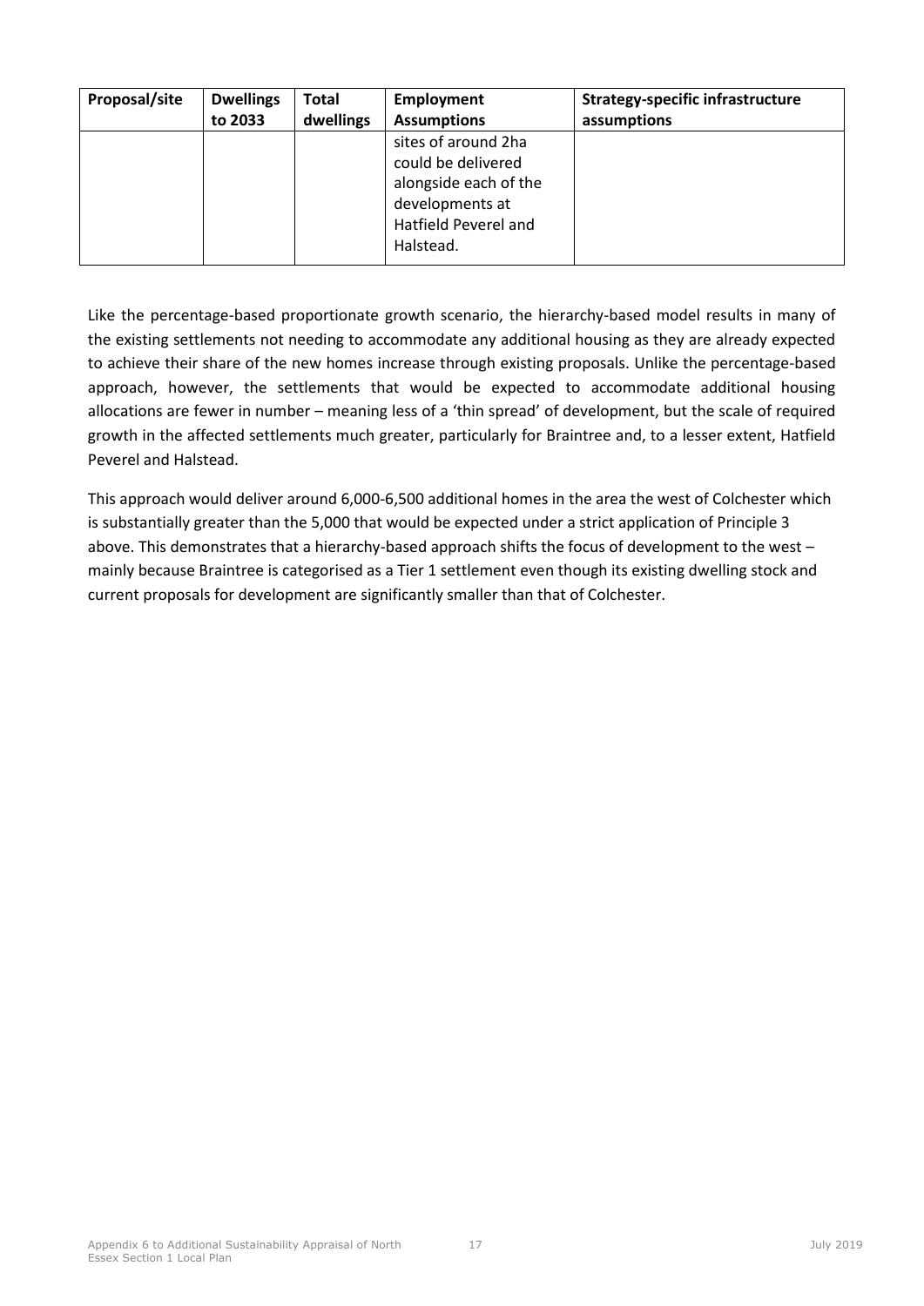| Proposal/site | Dwellings to 2033 | Total dwellings | Employment Assumptions | Strategy-specific infrastructure assumptions |
|---|---|---|---|---|
| | | | sites of around 2ha could be delivered alongside each of the developments at Hatfield Peverel and Halstead. | |

Like the percentage-based proportionate growth scenario, the hierarchy-based model results in many of the existing settlements not needing to accommodate any additional housing as they are already expected to achieve their share of the new homes increase through existing proposals. Unlike the percentage-based approach, however, the settlements that would be expected to accommodate additional housing allocations are fewer in number – meaning less of a 'thin spread' of development, but the scale of required growth in the affected settlements much greater, particularly for Braintree and, to a lesser extent, Hatfield Peverel and Halstead.

This approach would deliver around 6,000-6,500 additional homes in the area the west of Colchester which is substantially greater than the 5,000 that would be expected under a strict application of Principle 3 above. This demonstrates that a hierarchy-based approach shifts the focus of development to the west – mainly because Braintree is categorised as a Tier 1 settlement even though its existing dwelling stock and current proposals for development are significantly smaller than that of Colchester.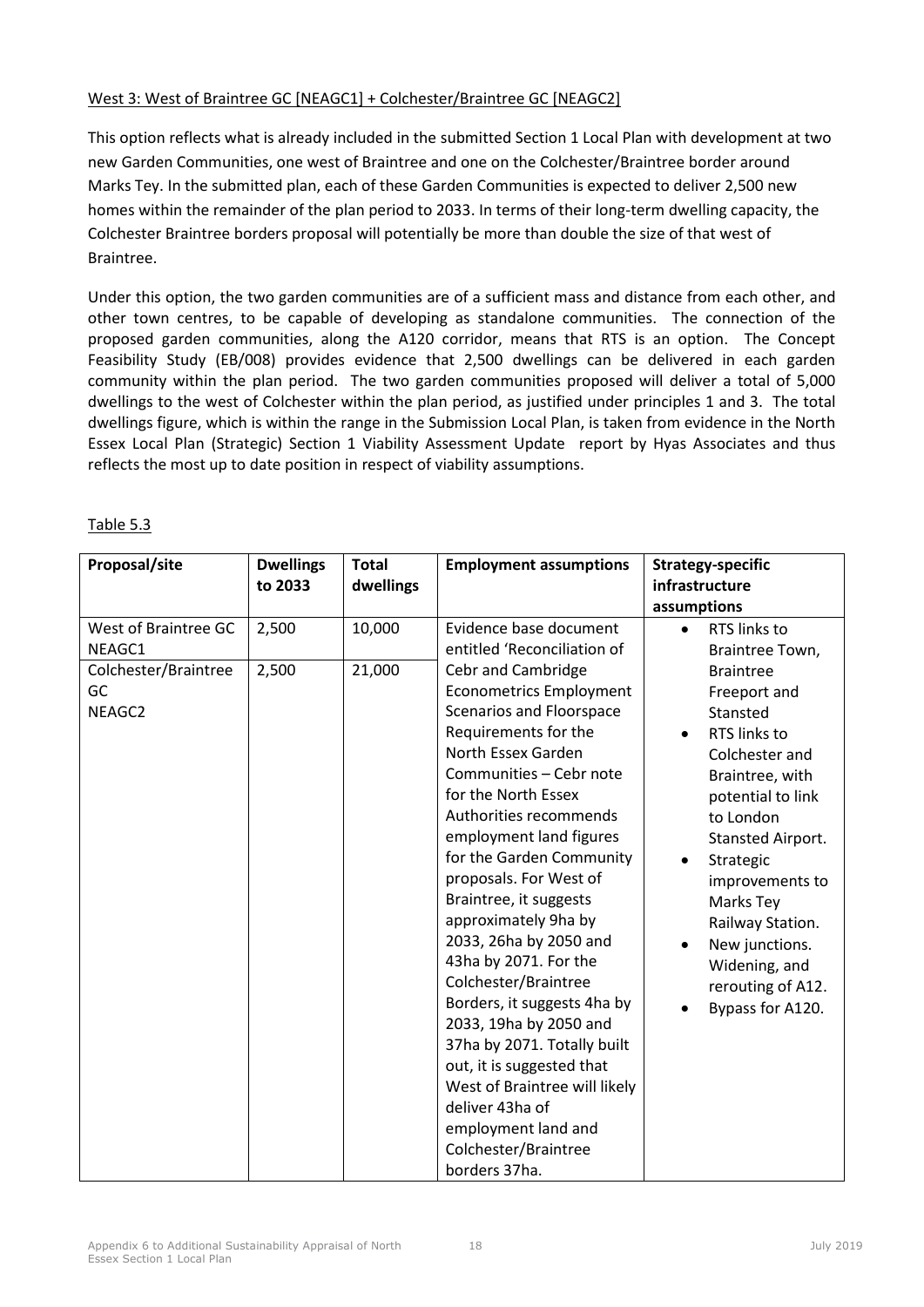West 3: West of Braintree GC [NEAGC1] + Colchester/Braintree GC [NEAGC2]

This option reflects what is already included in the submitted Section 1 Local Plan with development at two new Garden Communities, one west of Braintree and one on the Colchester/Braintree border around Marks Tey. In the submitted plan, each of these Garden Communities is expected to deliver 2,500 new homes within the remainder of the plan period to 2033. In terms of their long-term dwelling capacity, the Colchester Braintree borders proposal will potentially be more than double the size of that west of Braintree.

Under this option, the two garden communities are of a sufficient mass and distance from each other, and other town centres, to be capable of developing as standalone communities. The connection of the proposed garden communities, along the A120 corridor, means that RTS is an option. The Concept Feasibility Study (EB/008) provides evidence that 2,500 dwellings can be delivered in each garden community within the plan period. The two garden communities proposed will deliver a total of 5,000 dwellings to the west of Colchester within the plan period, as justified under principles 1 and 3. The total dwellings figure, which is within the range in the Submission Local Plan, is taken from evidence in the North Essex Local Plan (Strategic) Section 1 Viability Assessment Update report by Hyas Associates and thus reflects the most up to date position in respect of viability assumptions.

Table 5.3

| Proposal/site | Dwellings to 2033 | Total dwellings | Employment assumptions | Strategy-specific infrastructure assumptions |
|---|---|---|---|---|
| West of Braintree GC NEAGC1 | 2,500 | 10,000 | Evidence base document entitled 'Reconciliation of Cebr and Cambridge Econometrics Employment Scenarios and Floorspace Requirements for the North Essex Garden Communities – Cebr note for the North Essex Authorities recommends employment land figures for the Garden Community proposals. For West of Braintree, it suggests approximately 9ha by 2033, 26ha by 2050 and 43ha by 2071. For the Colchester/Braintree Borders, it suggests 4ha by 2033, 19ha by 2050 and 37ha by 2071. Totally built out, it is suggested that West of Braintree will likely deliver 43ha of employment land and Colchester/Braintree borders 37ha. | • RTS links to Braintree Town, Braintree Freeport and Stansted<br>• RTS links to Colchester and Braintree, with potential to link to London Stansted Airport.<br>• Strategic improvements to Marks Tey Railway Station.<br>• New junctions. Widening, and rerouting of A12.<br>• Bypass for A120. |
| Colchester/Braintree GC NEAGC2 | 2,500 | 21,000 | | |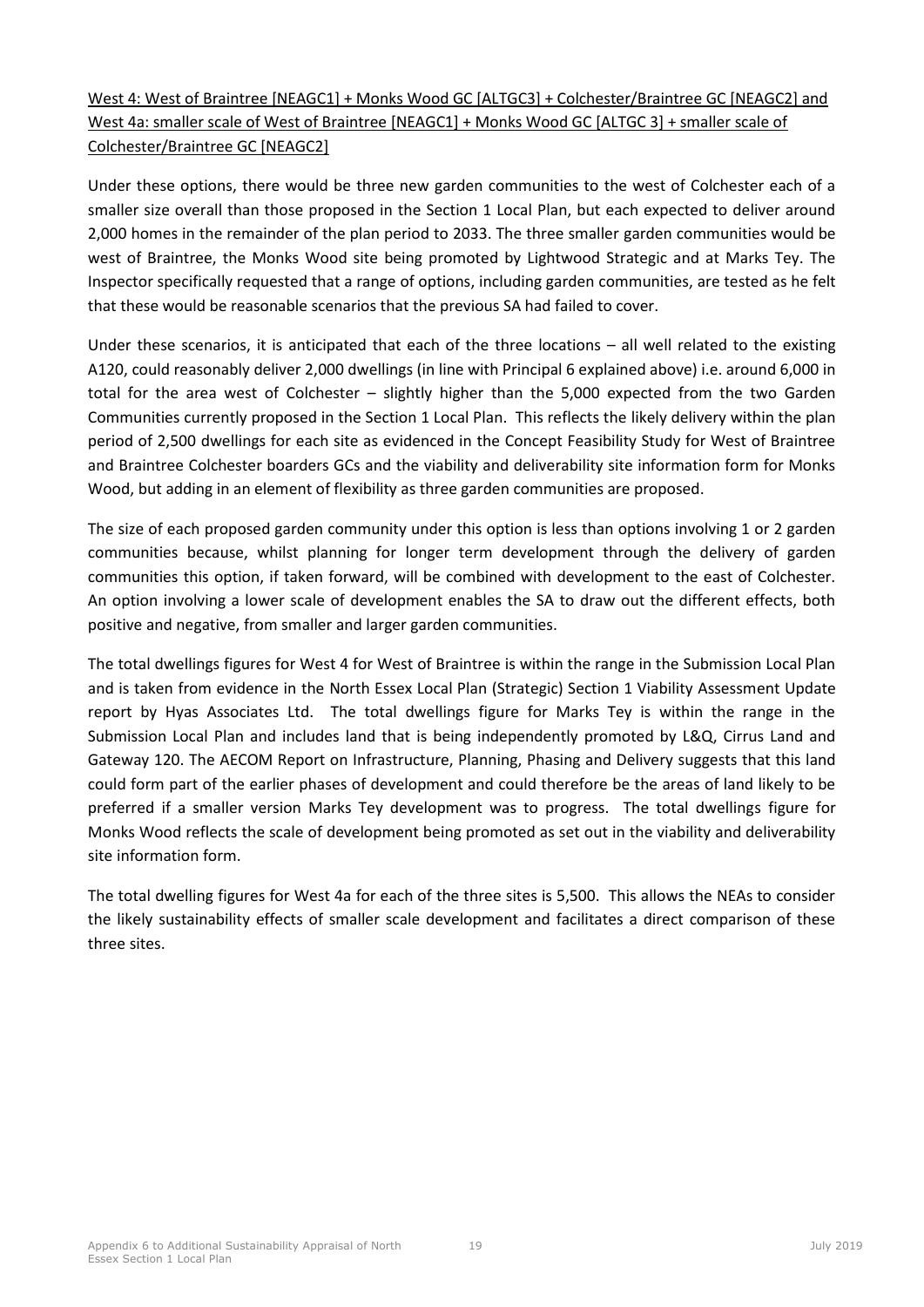West 4: West of Braintree [NEAGC1] + Monks Wood GC [ALTGC3] + Colchester/Braintree GC [NEAGC2] and West 4a: smaller scale of West of Braintree [NEAGC1] + Monks Wood GC [ALTGC 3] + smaller scale of Colchester/Braintree GC [NEAGC2]

Under these options, there would be three new garden communities to the west of Colchester each of a smaller size overall than those proposed in the Section 1 Local Plan, but each expected to deliver around 2,000 homes in the remainder of the plan period to 2033. The three smaller garden communities would be west of Braintree, the Monks Wood site being promoted by Lightwood Strategic and at Marks Tey. The Inspector specifically requested that a range of options, including garden communities, are tested as he felt that these would be reasonable scenarios that the previous SA had failed to cover.

Under these scenarios, it is anticipated that each of the three locations – all well related to the existing A120, could reasonably deliver 2,000 dwellings (in line with Principal 6 explained above) i.e. around 6,000 in total for the area west of Colchester – slightly higher than the 5,000 expected from the two Garden Communities currently proposed in the Section 1 Local Plan. This reflects the likely delivery within the plan period of 2,500 dwellings for each site as evidenced in the Concept Feasibility Study for West of Braintree and Braintree Colchester boarders GCs and the viability and deliverability site information form for Monks Wood, but adding in an element of flexibility as three garden communities are proposed.

The size of each proposed garden community under this option is less than options involving 1 or 2 garden communities because, whilst planning for longer term development through the delivery of garden communities this option, if taken forward, will be combined with development to the east of Colchester. An option involving a lower scale of development enables the SA to draw out the different effects, both positive and negative, from smaller and larger garden communities.

The total dwellings figures for West 4 for West of Braintree is within the range in the Submission Local Plan and is taken from evidence in the North Essex Local Plan (Strategic) Section 1 Viability Assessment Update report by Hyas Associates Ltd. The total dwellings figure for Marks Tey is within the range in the Submission Local Plan and includes land that is being independently promoted by L&Q, Cirrus Land and Gateway 120. The AECOM Report on Infrastructure, Planning, Phasing and Delivery suggests that this land could form part of the earlier phases of development and could therefore be the areas of land likely to be preferred if a smaller version Marks Tey development was to progress. The total dwellings figure for Monks Wood reflects the scale of development being promoted as set out in the viability and deliverability site information form.

The total dwelling figures for West 4a for each of the three sites is 5,500. This allows the NEAs to consider the likely sustainability effects of smaller scale development and facilitates a direct comparison of these three sites.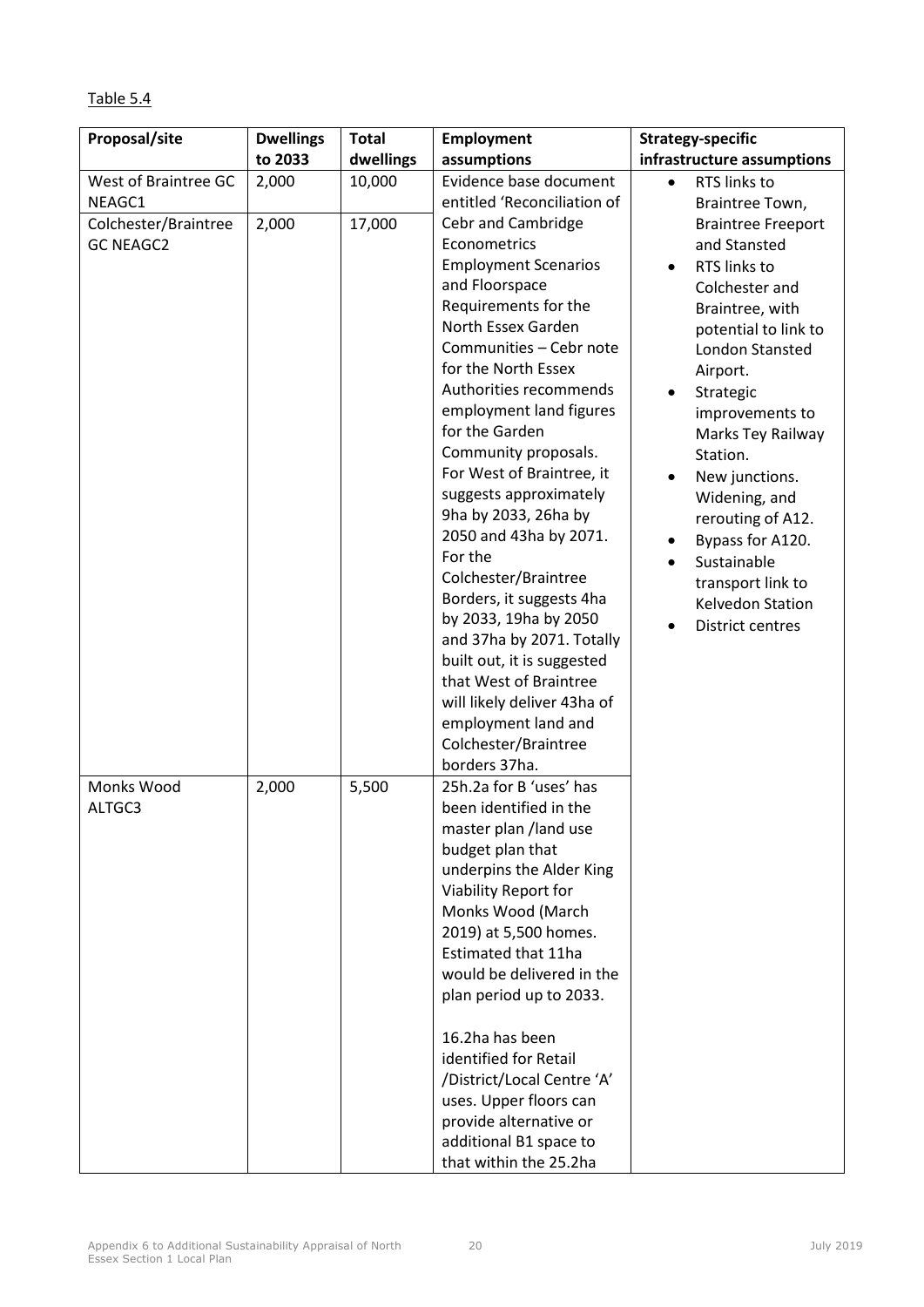Table 5.4

| Proposal/site | Dwellings to 2033 | Total dwellings | Employment assumptions | Strategy-specific infrastructure assumptions |
|---|---|---|---|---|
| West of Braintree GC NEAGC1 | 2,000 | 10,000 | Evidence base document entitled 'Reconciliation of Cebr and Cambridge Econometrics Employment Scenarios and Floorspace Requirements for the North Essex Garden Communities – Cebr note for the North Essex Authorities recommends employment land figures for the Garden Community proposals. For West of Braintree, it suggests approximately 9ha by 2033, 26ha by 2050 and 43ha by 2071. For the Colchester/Braintree Borders, it suggests 4ha by 2033, 19ha by 2050 and 37ha by 2071. Totally built out, it is suggested that West of Braintree will likely deliver 43ha of employment land and Colchester/Braintree borders 37ha. | • RTS links to Braintree Town, Braintree Freeport and Stansted<br>• RTS links to Colchester and Braintree, with potential to link to London Stansted Airport.<br>• Strategic improvements to Marks Tey Railway Station.<br>• New junctions. Widening, and rerouting of A12.<br>• Bypass for A120.<br>• Sustainable transport link to Kelvedon Station<br>• District centres |
| Colchester/Braintree GC NEAGC2 | 2,000 | 17,000 | | |
| Monks Wood ALTGC3 | 2,000 | 5,500 | 25h.2a for B 'uses' has been identified in the master plan /land use budget plan that underpins the Alder King Viability Report for Monks Wood (March 2019) at 5,500 homes. Estimated that 11ha would be delivered in the plan period up to 2033.<br><br>16.2ha has been identified for Retail /District/Local Centre 'A' uses. Upper floors can provide alternative or additional B1 space to that within the 25.2ha | |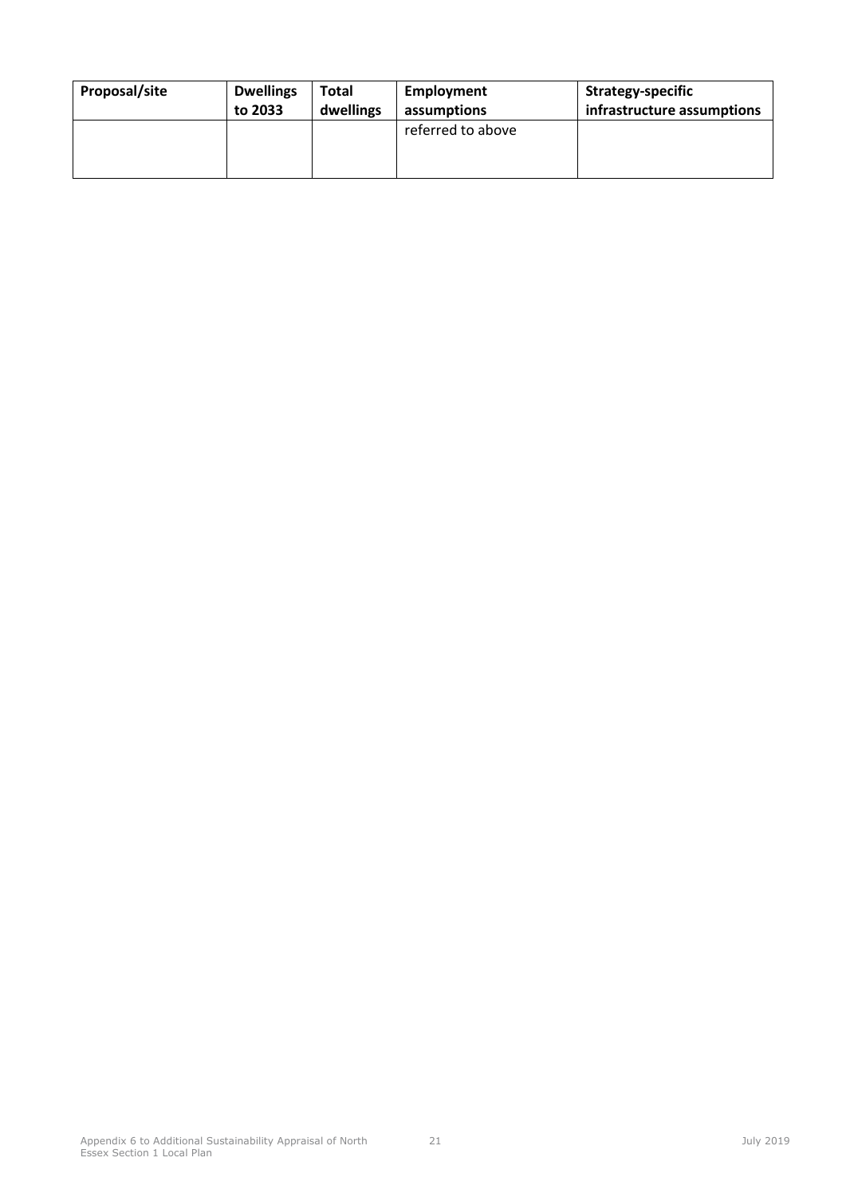| Proposal/site | Dwellings to 2033 | Total dwellings | Employment assumptions | Strategy-specific infrastructure assumptions |
|---|---|---|---|---|
| | | | referred to above | |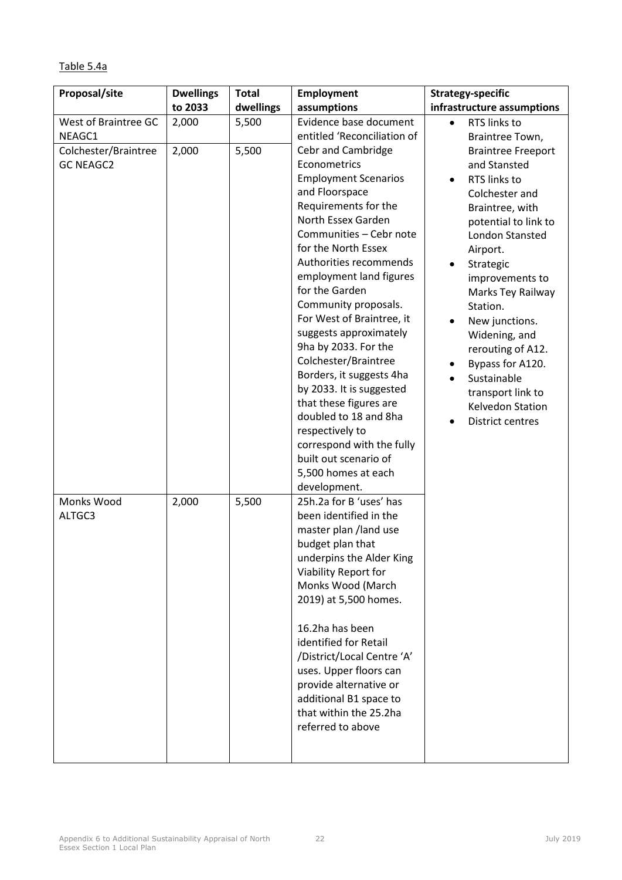Table 5.4a

| Proposal/site | Dwellings to 2033 | Total dwellings | Employment assumptions | Strategy-specific infrastructure assumptions |
|---|---|---|---|---|
| West of Braintree GC NEAGC1 | 2,000 | 5,500 | Evidence base document entitled 'Reconciliation of Cebr and Cambridge Econometrics Employment Scenarios and Floorspace Requirements for the North Essex Garden Communities – Cebr note for the North Essex Authorities recommends employment land figures for the Garden Community proposals. For West of Braintree, it suggests approximately 9ha by 2033. For the Colchester/Braintree Borders, it suggests 4ha by 2033. It is suggested that these figures are doubled to 18 and 8ha respectively to correspond with the fully built out scenario of 5,500 homes at each development. | • RTS links to Braintree Town, Braintree Freeport and Stansted<br>• RTS links to Colchester and Braintree, with potential to link to London Stansted Airport.<br>• Strategic improvements to Marks Tey Railway Station.<br>• New junctions. Widening, and rerouting of A12.<br>• Bypass for A120.<br>• Sustainable transport link to Kelvedon Station<br>• District centres |
| Colchester/Braintree GC NEAGC2 | 2,000 | 5,500 | | |
| Monks Wood ALTGC3 | 2,000 | 5,500 | 25h.2a for B 'uses' has been identified in the master plan /land use budget plan that underpins the Alder King Viability Report for Monks Wood (March 2019) at 5,500 homes.<br><br>16.2ha has been identified for Retail /District/Local Centre 'A' uses. Upper floors can provide alternative or additional B1 space to that within the 25.2ha referred to above | |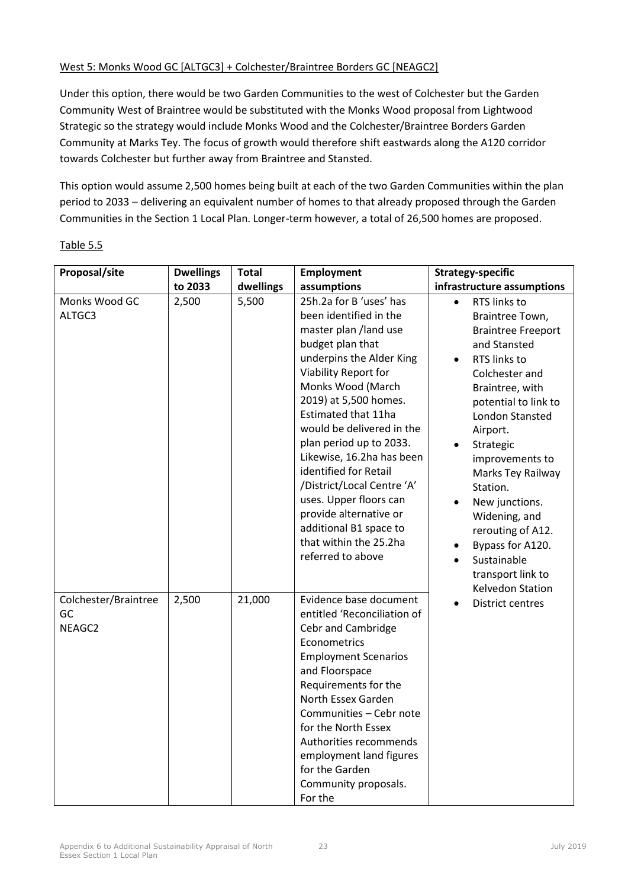West 5: Monks Wood GC [ALTGC3] + Colchester/Braintree Borders GC [NEAGC2]

Under this option, there would be two Garden Communities to the west of Colchester but the Garden Community West of Braintree would be substituted with the Monks Wood proposal from Lightwood Strategic so the strategy would include Monks Wood and the Colchester/Braintree Borders Garden Community at Marks Tey. The focus of growth would therefore shift eastwards along the A120 corridor towards Colchester but further away from Braintree and Stansted.

This option would assume 2,500 homes being built at each of the two Garden Communities within the plan period to 2033 – delivering an equivalent number of homes to that already proposed through the Garden Communities in the Section 1 Local Plan. Longer-term however, a total of 26,500 homes are proposed.

Table 5.5

| Proposal/site | Dwellings to 2033 | Total dwellings | Employment assumptions | Strategy-specific infrastructure assumptions |
|---|---|---|---|---|
| Monks Wood GC ALTGC3 | 2,500 | 5,500 | 25h.2a for B 'uses' has been identified in the master plan /land use budget plan that underpins the Alder King Viability Report for Monks Wood (March 2019) at 5,500 homes. Estimated that 11ha would be delivered in the plan period up to 2033. Likewise, 16.2ha has been identified for Retail /District/Local Centre 'A' uses. Upper floors can provide alternative or additional B1 space to that within the 25.2ha referred to above | • RTS links to Braintree Town, Braintree Freeport and Stansted<br>• RTS links to Colchester and Braintree, with potential to link to London Stansted Airport.<br>• Strategic improvements to Marks Tey Railway Station.<br>• New junctions. Widening, and rerouting of A12.<br>• Bypass for A120.<br>• Sustainable transport link to Kelvedon Station<br>• District centres |
| Colchester/Braintree GC NEAGC2 | 2,500 | 21,000 | Evidence base document entitled 'Reconciliation of Cebr and Cambridge Econometrics Employment Scenarios and Floorspace Requirements for the North Essex Garden Communities – Cebr note for the North Essex Authorities recommends employment land figures for the Garden Community proposals. For the | |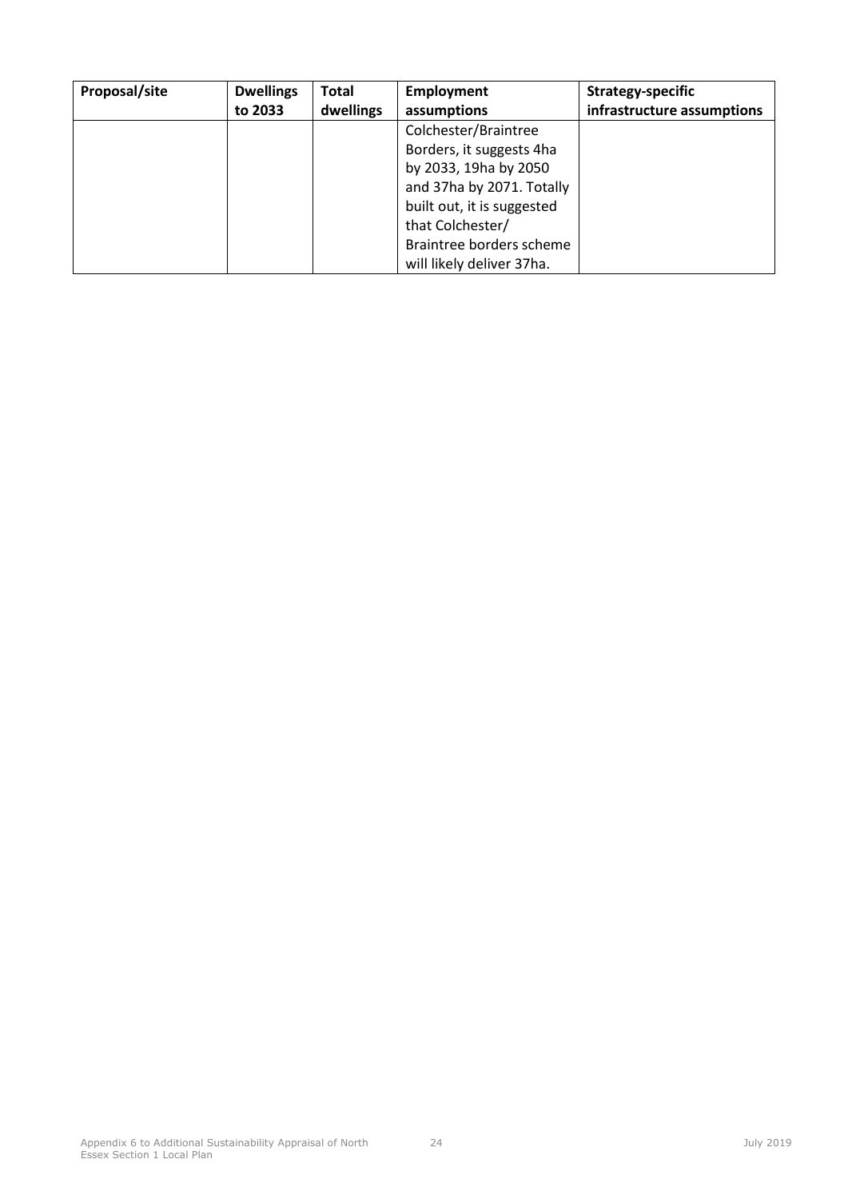| Proposal/site | Dwellings to 2033 | Total dwellings | Employment assumptions | Strategy-specific infrastructure assumptions |
|---|---|---|---|---|
| | | | Colchester/Braintree Borders, it suggests 4ha by 2033, 19ha by 2050 and 37ha by 2071. Totally built out, it is suggested that Colchester/ Braintree borders scheme will likely deliver 37ha. | |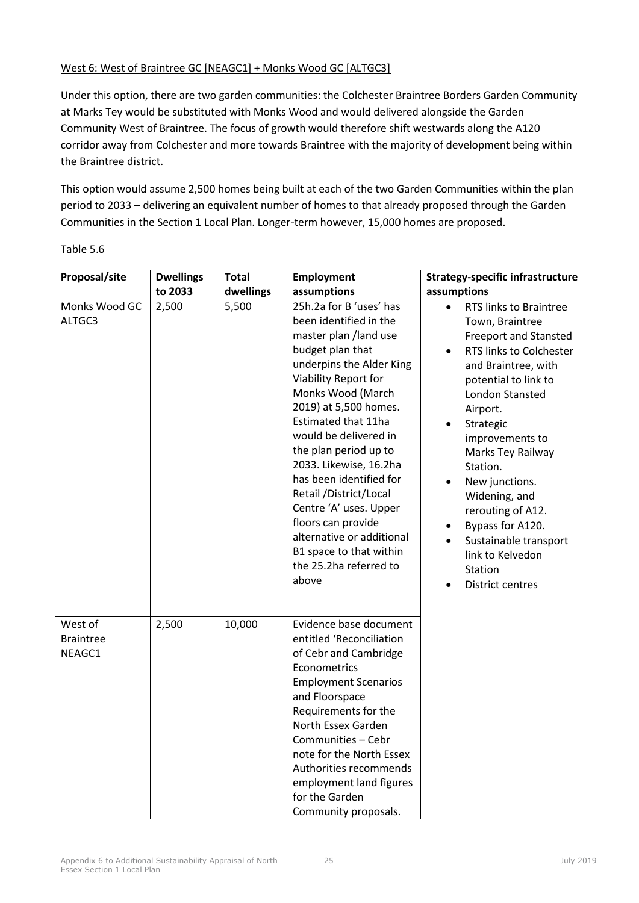West 6: West of Braintree GC [NEAGC1] + Monks Wood GC [ALTGC3]

Under this option, there are two garden communities: the Colchester Braintree Borders Garden Community at Marks Tey would be substituted with Monks Wood and would delivered alongside the Garden Community West of Braintree. The focus of growth would therefore shift westwards along the A120 corridor away from Colchester and more towards Braintree with the majority of development being within the Braintree district.

This option would assume 2,500 homes being built at each of the two Garden Communities within the plan period to 2033 – delivering an equivalent number of homes to that already proposed through the Garden Communities in the Section 1 Local Plan. Longer-term however, 15,000 homes are proposed.

Table 5.6

| Proposal/site | Dwellings to 2033 | Total dwellings | Employment assumptions | Strategy-specific infrastructure assumptions |
|---|---|---|---|---|
| Monks Wood GC ALTGC3 | 2,500 | 5,500 | 25h.2a for B 'uses' has been identified in the master plan /land use budget plan that underpins the Alder King Viability Report for Monks Wood (March 2019) at 5,500 homes. Estimated that 11ha would be delivered in the plan period up to 2033. Likewise, 16.2ha has been identified for Retail /District/Local Centre 'A' uses. Upper floors can provide alternative or additional B1 space to that within the 25.2ha referred to above | • RTS links to Braintree Town, Braintree Freeport and Stansted<br>• RTS links to Colchester and Braintree, with potential to link to London Stansted Airport.<br>• Strategic improvements to Marks Tey Railway Station.<br>• New junctions. Widening, and rerouting of A12.<br>• Bypass for A120.<br>• Sustainable transport link to Kelvedon Station<br>• District centres |
| West of Braintree NEAGC1 | 2,500 | 10,000 | Evidence base document entitled 'Reconciliation of Cebr and Cambridge Econometrics Employment Scenarios and Floorspace Requirements for the North Essex Garden Communities – Cebr note for the North Essex Authorities recommends employment land figures for the Garden Community proposals. | |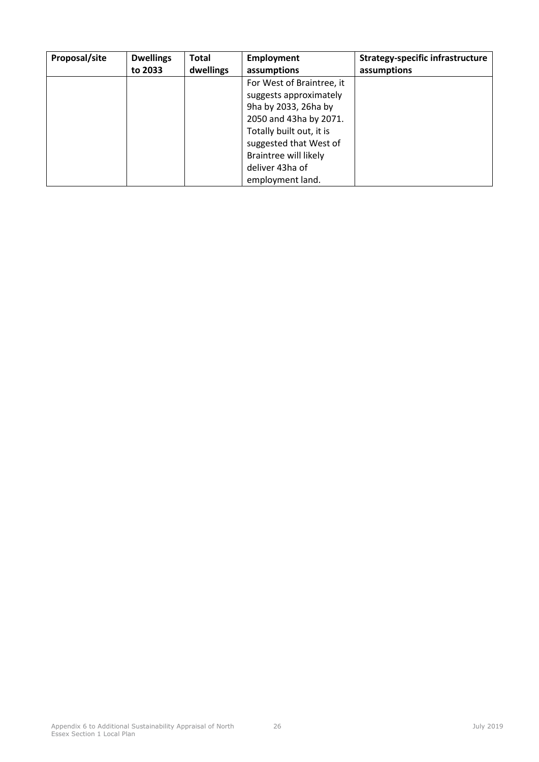| Proposal/site | Dwellings to 2033 | Total dwellings | Employment assumptions | Strategy-specific infrastructure assumptions |
|---|---|---|---|---|
| | | | For West of Braintree, it suggests approximately 9ha by 2033, 26ha by 2050 and 43ha by 2071. Totally built out, it is suggested that West of Braintree will likely deliver 43ha of employment land. | |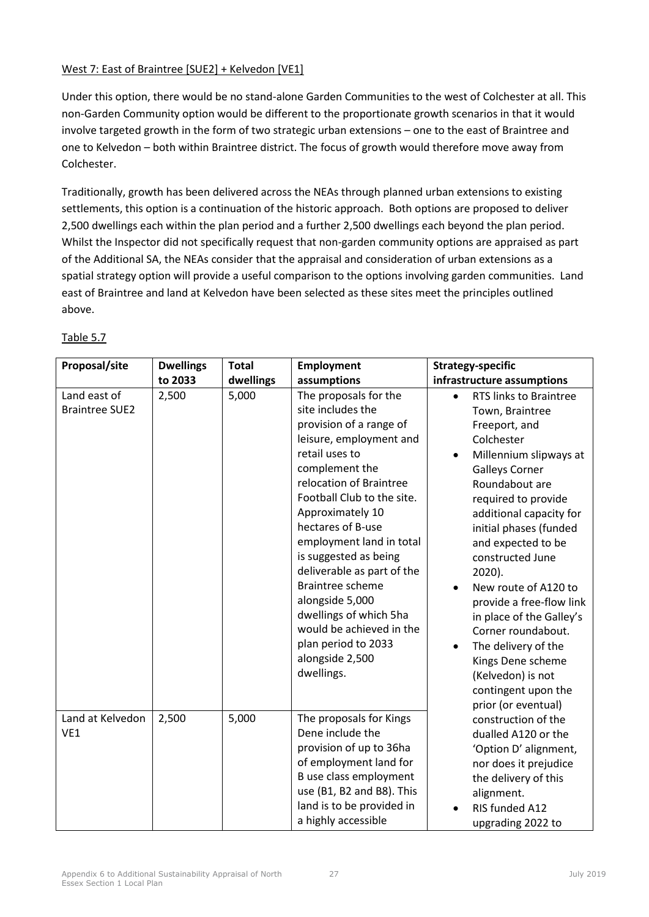West 7: East of Braintree [SUE2] + Kelvedon [VE1]

Under this option, there would be no stand-alone Garden Communities to the west of Colchester at all. This non-Garden Community option would be different to the proportionate growth scenarios in that it would involve targeted growth in the form of two strategic urban extensions – one to the east of Braintree and one to Kelvedon – both within Braintree district. The focus of growth would therefore move away from Colchester.

Traditionally, growth has been delivered across the NEAs through planned urban extensions to existing settlements, this option is a continuation of the historic approach. Both options are proposed to deliver 2,500 dwellings each within the plan period and a further 2,500 dwellings each beyond the plan period. Whilst the Inspector did not specifically request that non-garden community options are appraised as part of the Additional SA, the NEAs consider that the appraisal and consideration of urban extensions as a spatial strategy option will provide a useful comparison to the options involving garden communities. Land east of Braintree and land at Kelvedon have been selected as these sites meet the principles outlined above.

Table 5.7

| Proposal/site | Dwellings to 2033 | Total dwellings | Employment assumptions | Strategy-specific infrastructure assumptions |
| --- | --- | --- | --- | --- |
| Land east of Braintree SUE2 | 2,500 | 5,000 | The proposals for the site includes the provision of a range of leisure, employment and retail uses to complement the relocation of Braintree Football Club to the site. Approximately 10 hectares of B-use employment land in total is suggested as being deliverable as part of the Braintree scheme alongside 5,000 dwellings of which 5ha would be achieved in the plan period to 2033 alongside 2,500 dwellings. | • RTS links to Braintree Town, Braintree Freeport, and Colchester<br>• Millennium slipways at Galleys Corner Roundabout are required to provide additional capacity for initial phases (funded and expected to be constructed June 2020).<br>• New route of A120 to provide a free-flow link in place of the Galley's Corner roundabout.<br>• The delivery of the Kings Dene scheme (Kelvedon) is not contingent upon the prior (or eventual) construction of the dualled A120 or the 'Option D' alignment, nor does it prejudice the delivery of this alignment.<br>• RIS funded A12 upgrading 2022 to |
| Land at Kelvedon VE1 | 2,500 | 5,000 | The proposals for Kings Dene include the provision of up to 36ha of employment land for B use class employment use (B1, B2 and B8). This land is to be provided in a highly accessible | |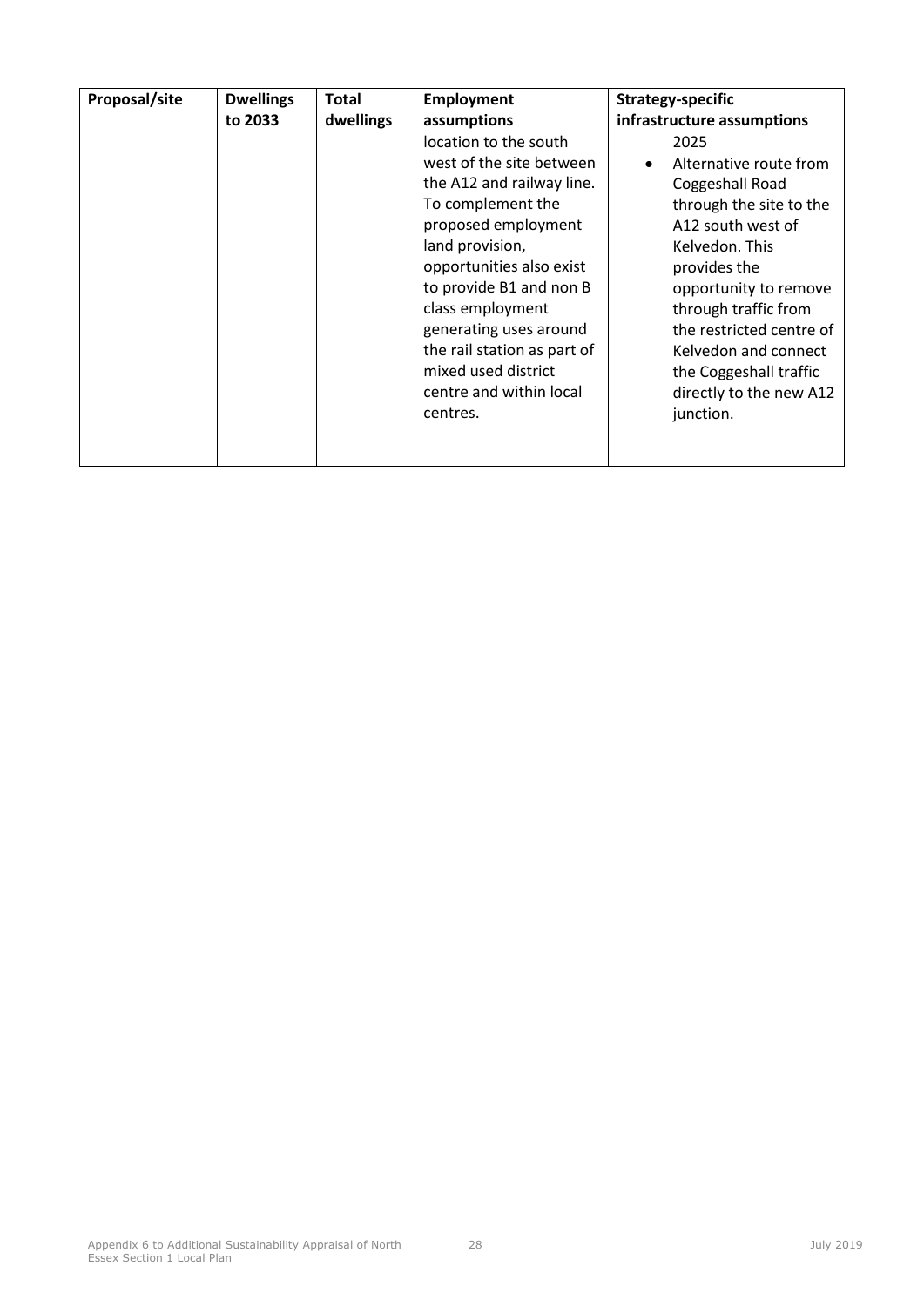| Proposal/site | Dwellings to 2033 | Total dwellings | Employment assumptions | Strategy-specific infrastructure assumptions |
|---|---|---|---|---|
| | | | location to the south west of the site between the A12 and railway line. To complement the proposed employment land provision, opportunities also exist to provide B1 and non B class employment generating uses around the rail station as part of mixed used district centre and within local centres. | 2025<br>• Alternative route from Coggeshall Road through the site to the A12 south west of Kelvedon. This provides the opportunity to remove through traffic from the restricted centre of Kelvedon and connect the Coggeshall traffic directly to the new A12 junction. |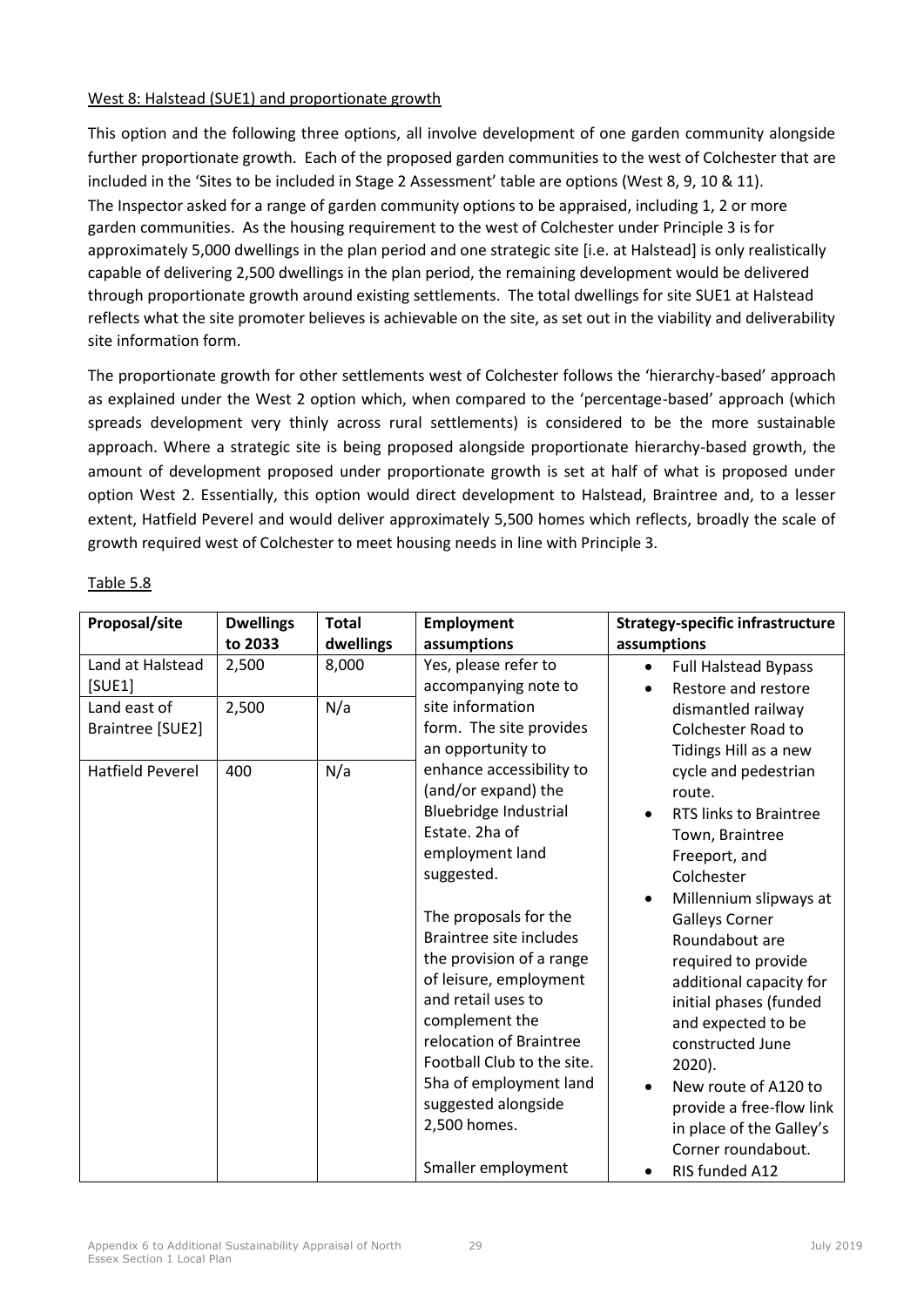West 8: Halstead (SUE1) and proportionate growth

This option and the following three options, all involve development of one garden community alongside further proportionate growth. Each of the proposed garden communities to the west of Colchester that are included in the 'Sites to be included in Stage 2 Assessment' table are options (West 8, 9, 10 & 11). The Inspector asked for a range of garden community options to be appraised, including 1, 2 or more garden communities. As the housing requirement to the west of Colchester under Principle 3 is for approximately 5,000 dwellings in the plan period and one strategic site [i.e. at Halstead] is only realistically capable of delivering 2,500 dwellings in the plan period, the remaining development would be delivered through proportionate growth around existing settlements. The total dwellings for site SUE1 at Halstead reflects what the site promoter believes is achievable on the site, as set out in the viability and deliverability site information form.

The proportionate growth for other settlements west of Colchester follows the 'hierarchy-based' approach as explained under the West 2 option which, when compared to the 'percentage-based' approach (which spreads development very thinly across rural settlements) is considered to be the more sustainable approach. Where a strategic site is being proposed alongside proportionate hierarchy-based growth, the amount of development proposed under proportionate growth is set at half of what is proposed under option West 2. Essentially, this option would direct development to Halstead, Braintree and, to a lesser extent, Hatfield Peverel and would deliver approximately 5,500 homes which reflects, broadly the scale of growth required west of Colchester to meet housing needs in line with Principle 3.

Table 5.8

| Proposal/site | Dwellings to 2033 | Total dwellings | Employment assumptions | Strategy-specific infrastructure assumptions |
|---|---|---|---|---|
| Land at Halstead [SUE1] | 2,500 | 8,000 | Yes, please refer to accompanying note to site information form. The site provides an opportunity to enhance accessibility to (and/or expand) the Bluebridge Industrial Estate. 2ha of employment land suggested.<br><br>The proposals for the Braintree site includes the provision of a range of leisure, employment and retail uses to complement the relocation of Braintree Football Club to the site. 5ha of employment land suggested alongside 2,500 homes.<br><br>Smaller employment | • Full Halstead Bypass<br>• Restore and restore dismantled railway Colchester Road to Tidings Hill as a new cycle and pedestrian route.<br>• RTS links to Braintree Town, Braintree Freeport, and Colchester<br>• Millennium slipways at Galleys Corner Roundabout are required to provide additional capacity for initial phases (funded and expected to be constructed June 2020).<br>• New route of A120 to provide a free-flow link in place of the Galley's Corner roundabout.<br>• RIS funded A12 |
| Land east of Braintree [SUE2] | 2,500 | N/a | | |
| Hatfield Peverel | 400 | N/a | | |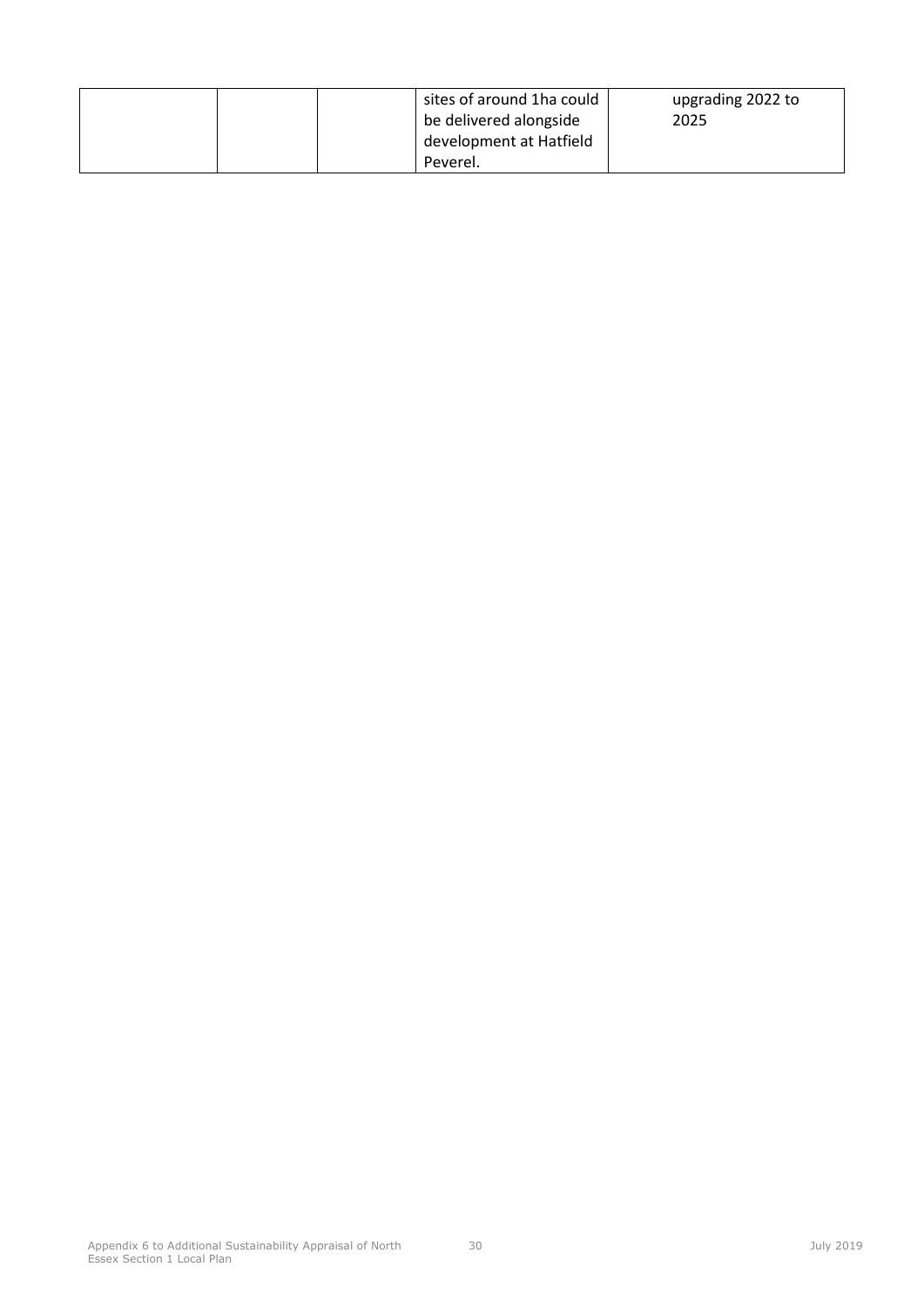| | | | | |
|---|---|---|---|---|
| | | | sites of around 1ha could be delivered alongside development at Hatfield Peverel. | upgrading 2022 to 2025 |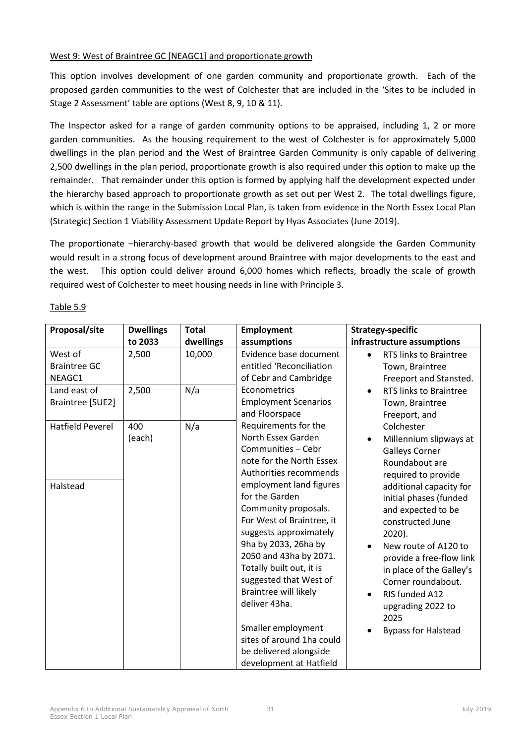West 9: West of Braintree GC [NEAGC1] and proportionate growth

This option involves development of one garden community and proportionate growth. Each of the proposed garden communities to the west of Colchester that are included in the 'Sites to be included in Stage 2 Assessment' table are options (West 8, 9, 10 & 11).

The Inspector asked for a range of garden community options to be appraised, including 1, 2 or more garden communities. As the housing requirement to the west of Colchester is for approximately 5,000 dwellings in the plan period and the West of Braintree Garden Community is only capable of delivering 2,500 dwellings in the plan period, proportionate growth is also required under this option to make up the remainder. That remainder under this option is formed by applying half the development expected under the hierarchy based approach to proportionate growth as set out per West 2. The total dwellings figure, which is within the range in the Submission Local Plan, is taken from evidence in the North Essex Local Plan (Strategic) Section 1 Viability Assessment Update Report by Hyas Associates (June 2019).

The proportionate –hierarchy-based growth that would be delivered alongside the Garden Community would result in a strong focus of development around Braintree with major developments to the east and the west. This option could deliver around 6,000 homes which reflects, broadly the scale of growth required west of Colchester to meet housing needs in line with Principle 3.

Table 5.9

| Proposal/site | Dwellings to 2033 | Total dwellings | Employment assumptions | Strategy-specific infrastructure assumptions |
|---|---|---|---|---|
| West of Braintree GC NEAGC1 | 2,500 | 10,000 | Evidence base document entitled 'Reconciliation of Cebr and Cambridge Econometrics Employment Scenarios and Floorspace Requirements for the North Essex Garden Communities – Cebr note for the North Essex Authorities recommends employment land figures for the Garden Community proposals. For West of Braintree, it suggests approximately 9ha by 2033, 26ha by 2050 and 43ha by 2071. Totally built out, it is suggested that West of Braintree will likely deliver 43ha.<br><br>Smaller employment sites of around 1ha could be delivered alongside development at Hatfield | • RTS links to Braintree Town, Braintree Freeport and Stansted.<br>• RTS links to Braintree Town, Braintree Freeport, and Colchester<br>• Millennium slipways at Galleys Corner Roundabout are required to provide additional capacity for initial phases (funded and expected to be constructed June 2020).<br>• New route of A120 to provide a free-flow link in place of the Galley's Corner roundabout.<br>• RIS funded A12 upgrading 2022 to 2025<br>• Bypass for Halstead |
| Land east of Braintree [SUE2] | 2,500 | N/a | | |
| Hatfield Peverel | 400 (each) | N/a | | |
| Halstead | | | | |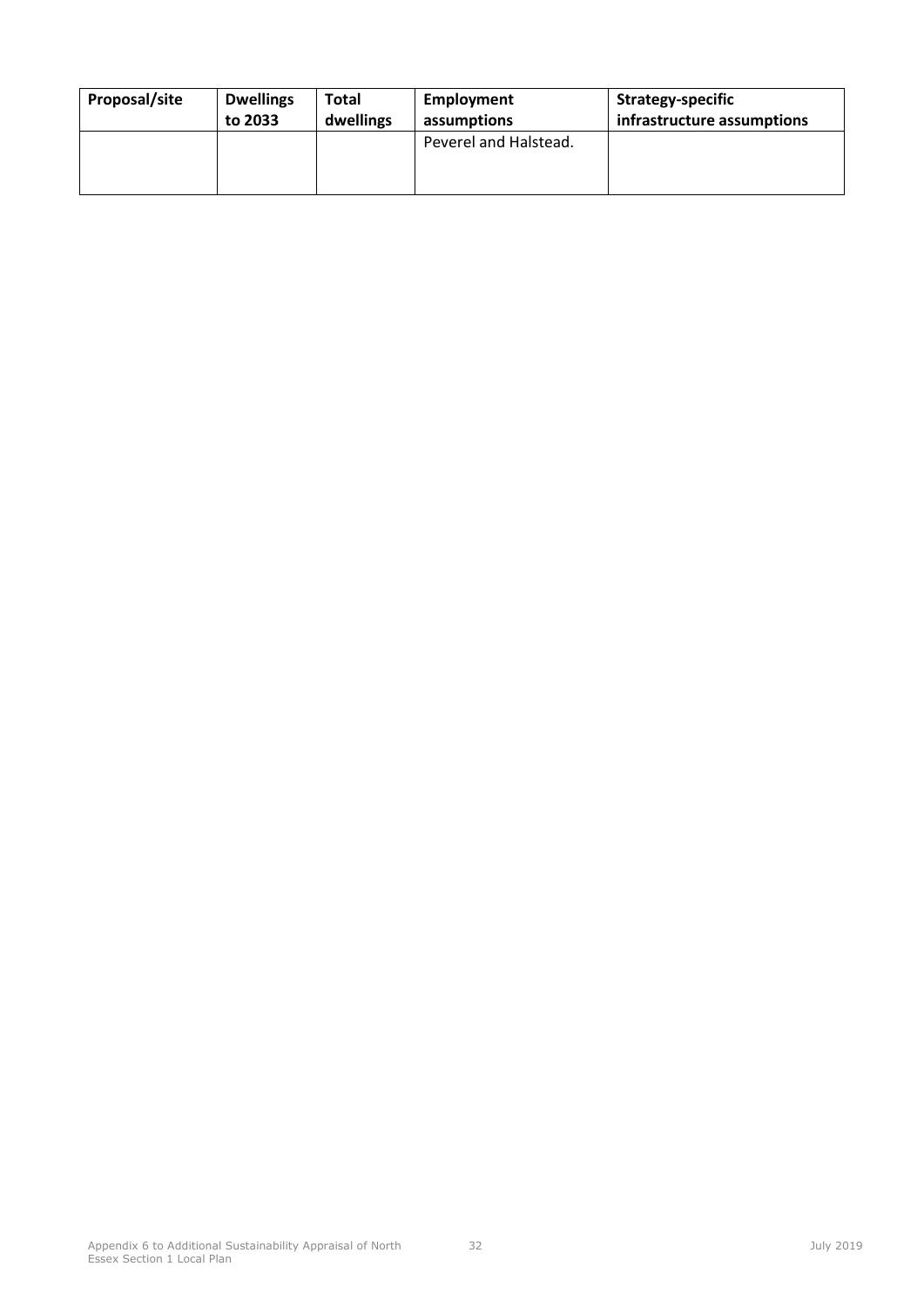| Proposal/site | Dwellings to 2033 | Total dwellings | Employment assumptions | Strategy-specific infrastructure assumptions |
|---|---|---|---|---|
| | | | Peverel and Halstead. | |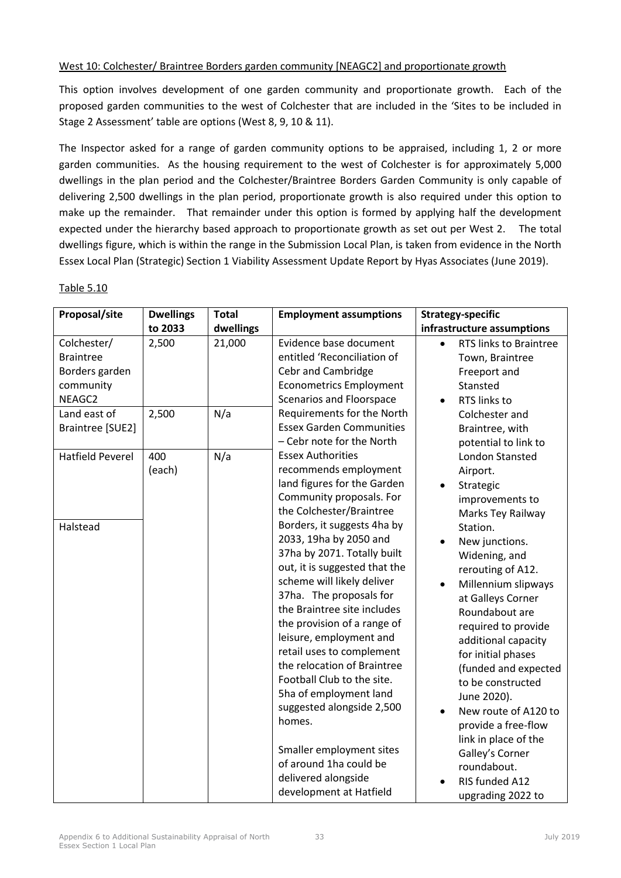West 10: Colchester/ Braintree Borders garden community [NEAGC2] and proportionate growth

This option involves development of one garden community and proportionate growth. Each of the proposed garden communities to the west of Colchester that are included in the 'Sites to be included in Stage 2 Assessment' table are options (West 8, 9, 10 & 11).

The Inspector asked for a range of garden community options to be appraised, including 1, 2 or more garden communities. As the housing requirement to the west of Colchester is for approximately 5,000 dwellings in the plan period and the Colchester/Braintree Borders Garden Community is only capable of delivering 2,500 dwellings in the plan period, proportionate growth is also required under this option to make up the remainder. That remainder under this option is formed by applying half the development expected under the hierarchy based approach to proportionate growth as set out per West 2. The total dwellings figure, which is within the range in the Submission Local Plan, is taken from evidence in the North Essex Local Plan (Strategic) Section 1 Viability Assessment Update Report by Hyas Associates (June 2019).

Table 5.10

| Proposal/site | Dwellings to 2033 | Total dwellings | Employment assumptions | Strategy-specific infrastructure assumptions |
|---|---|---|---|---|
| Colchester/ Braintree Borders garden community NEAGC2 | 2,500 | 21,000 | Evidence base document entitled 'Reconciliation of Cebr and Cambridge Econometrics Employment Scenarios and Floorspace Requirements for the North Essex Garden Communities – Cebr note for the North Essex Authorities recommends employment land figures for the Garden Community proposals. For the Colchester/Braintree Borders, it suggests 4ha by 2033, 19ha by 2050 and 37ha by 2071. Totally built out, it is suggested that the scheme will likely deliver 37ha. The proposals for the Braintree site includes the provision of a range of leisure, employment and retail uses to complement the relocation of Braintree Football Club to the site. 5ha of employment land suggested alongside 2,500 homes.<br><br>Smaller employment sites of around 1ha could be delivered alongside development at Hatfield | • RTS links to Braintree Town, Braintree Freeport and Stansted<br>• RTS links to Colchester and Braintree, with potential to link to London Stansted Airport.<br>• Strategic improvements to Marks Tey Railway Station.<br>• New junctions. Widening, and rerouting of A12.<br>• Millennium slipways at Galleys Corner Roundabout are required to provide additional capacity for initial phases (funded and expected to be constructed June 2020).<br>• New route of A120 to provide a free-flow link in place of the Galley's Corner roundabout.<br>• RIS funded A12 upgrading 2022 to |
| Land east of Braintree [SUE2] | 2,500 | N/a | | |
| Hatfield Peverel | 400 (each) | N/a | | |
| Halstead | | | | |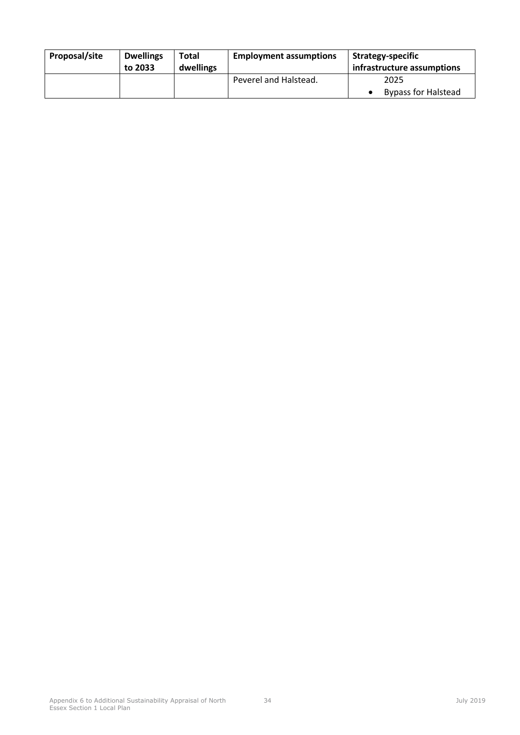| Proposal/site | Dwellings to 2033 | Total dwellings | Employment assumptions | Strategy-specific infrastructure assumptions |
|---|---|---|---|---|
| | | | Peverel and Halstead. | 2025<br>• Bypass for Halstead |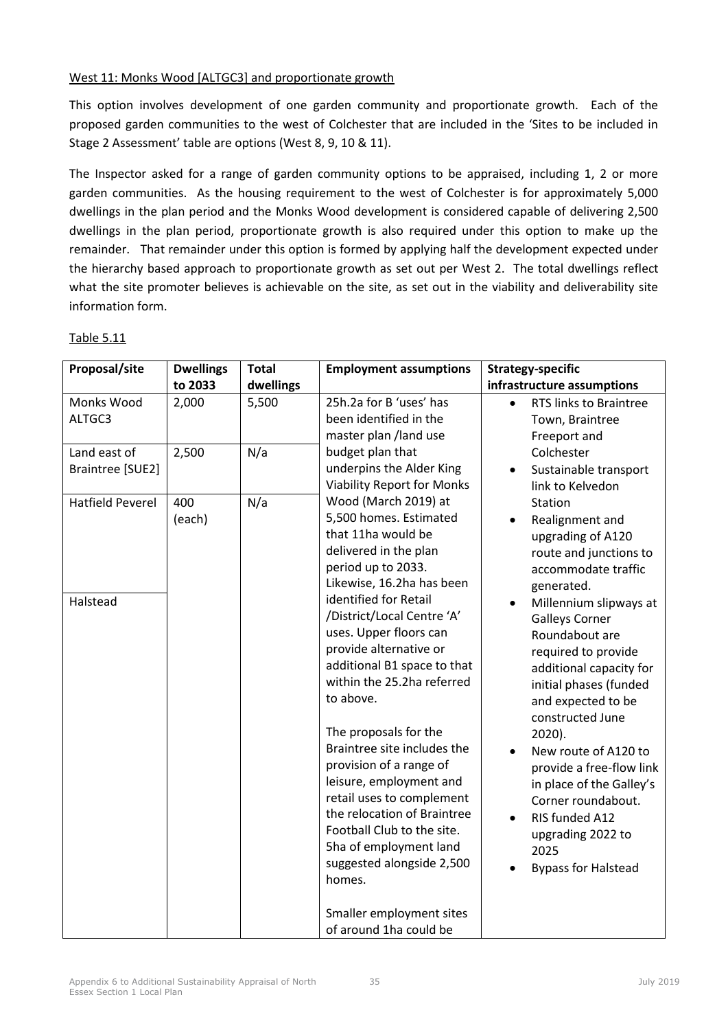West 11: Monks Wood [ALTGC3] and proportionate growth

This option involves development of one garden community and proportionate growth. Each of the proposed garden communities to the west of Colchester that are included in the 'Sites to be included in Stage 2 Assessment' table are options (West 8, 9, 10 & 11).

The Inspector asked for a range of garden community options to be appraised, including 1, 2 or more garden communities. As the housing requirement to the west of Colchester is for approximately 5,000 dwellings in the plan period and the Monks Wood development is considered capable of delivering 2,500 dwellings in the plan period, proportionate growth is also required under this option to make up the remainder. That remainder under this option is formed by applying half the development expected under the hierarchy based approach to proportionate growth as set out per West 2. The total dwellings reflect what the site promoter believes is achievable on the site, as set out in the viability and deliverability site information form.

Table 5.11

| Proposal/site | Dwellings to 2033 | Total dwellings | Employment assumptions | Strategy-specific infrastructure assumptions |
|---|---|---|---|---|
| Monks Wood ALTGC3 | 2,000 | 5,500 | 25h.2a for B 'uses' has been identified in the master plan /land use budget plan that underpins the Alder King Viability Report for Monks Wood (March 2019) at 5,500 homes. Estimated that 11ha would be delivered in the plan period up to 2033. Likewise, 16.2ha has been identified for Retail /District/Local Centre 'A' uses. Upper floors can provide alternative or additional B1 space to that within the 25.2ha referred to above.<br><br>The proposals for the Braintree site includes the provision of a range of leisure, employment and retail uses to complement the relocation of Braintree Football Club to the site. 5ha of employment land suggested alongside 2,500 homes.<br><br>Smaller employment sites of around 1ha could be | • RTS links to Braintree Town, Braintree Freeport and Colchester<br>• Sustainable transport link to Kelvedon Station<br>• Realignment and upgrading of A120 route and junctions to accommodate traffic generated.<br>• Millennium slipways at Galleys Corner Roundabout are required to provide additional capacity for initial phases (funded and expected to be constructed June 2020).<br>• New route of A120 to provide a free-flow link in place of the Galley's Corner roundabout.<br>• RIS funded A12 upgrading 2022 to 2025<br>• Bypass for Halstead |
| Land east of Braintree [SUE2] | 2,500 | N/a | | |
| Hatfield Peverel | 400 (each) | N/a | | |
| Halstead | | | | |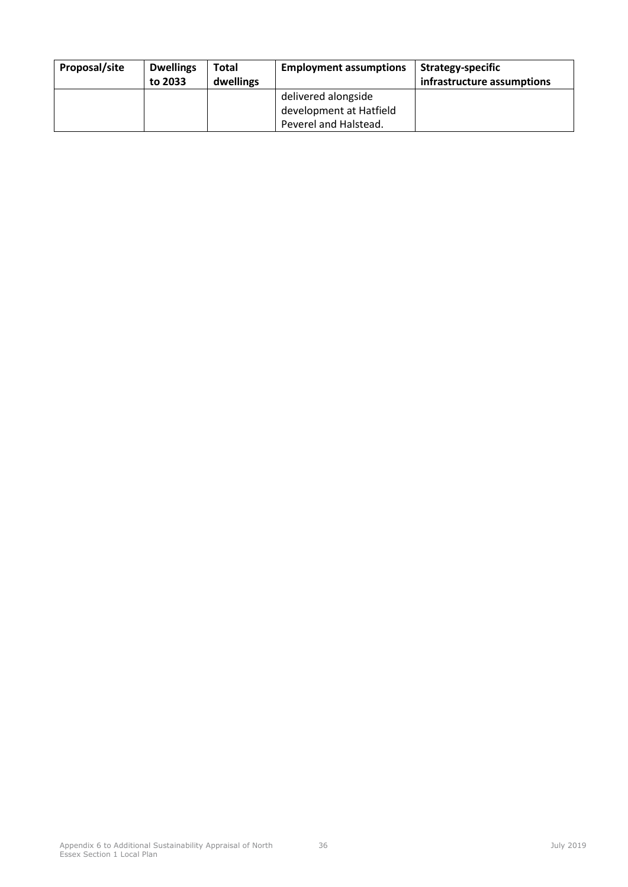| Proposal/site | Dwellings to 2033 | Total dwellings | Employment assumptions | Strategy-specific infrastructure assumptions |
| --- | --- | --- | --- | --- |
| | | | delivered alongside development at Hatfield Peverel and Halstead. | |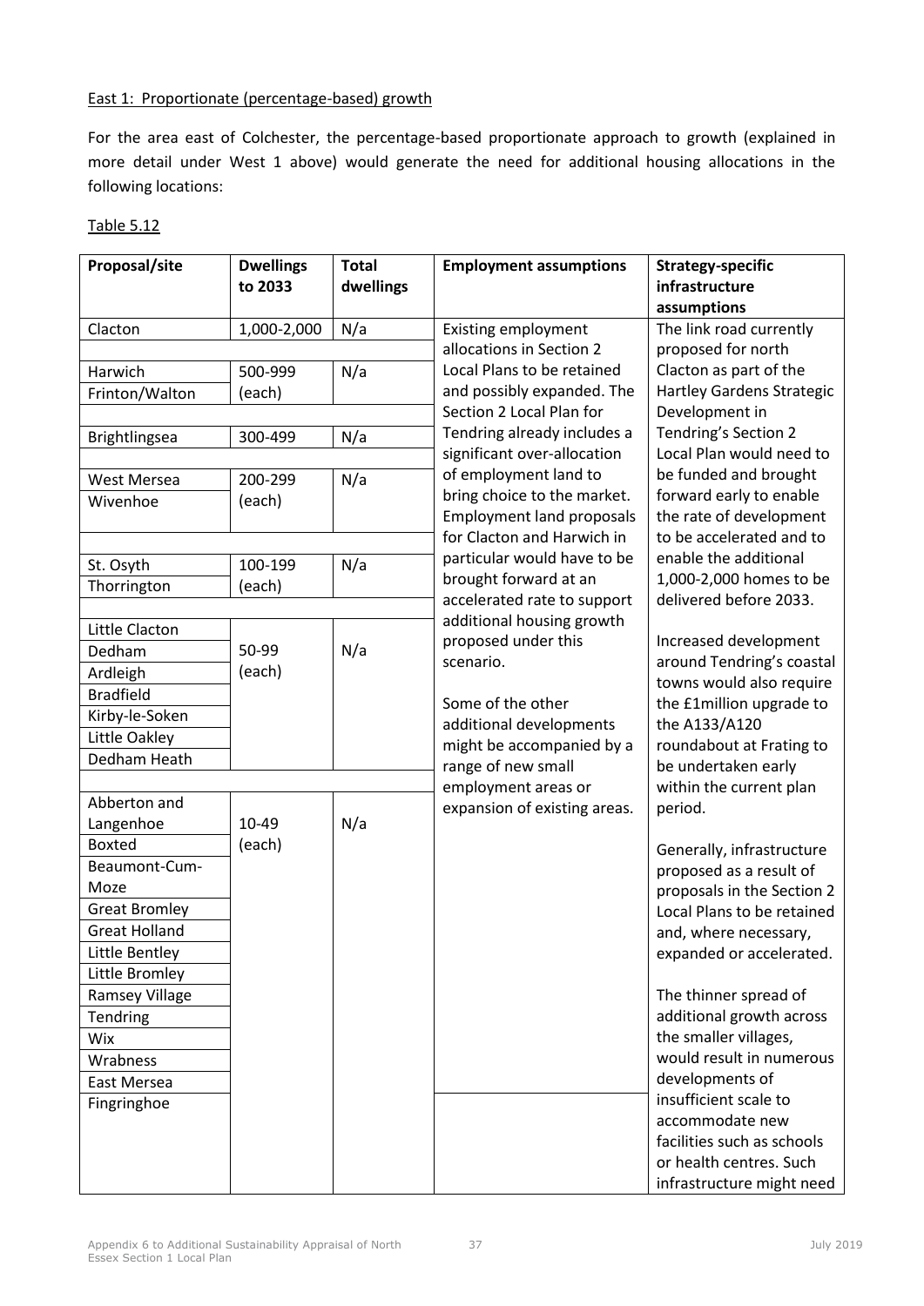East 1: Proportionate (percentage-based) growth

For the area east of Colchester, the percentage-based proportionate approach to growth (explained in more detail under West 1 above) would generate the need for additional housing allocations in the following locations:

Table 5.12

| Proposal/site | Dwellings to 2033 | Total dwellings | Employment assumptions | Strategy-specific infrastructure assumptions |
|---|---|---|---|---|
| Clacton | 1,000-2,000 | N/a | Existing employment allocations in Section 2 Local Plans to be retained and possibly expanded. The Section 2 Local Plan for Tendring already includes a significant over-allocation of employment land to bring choice to the market. Employment land proposals for Clacton and Harwich in particular would have to be brought forward at an accelerated rate to support additional housing growth proposed under this scenario.<br><br>Some of the other additional developments might be accompanied by a range of new small employment areas or expansion of existing areas. | The link road currently proposed for north Clacton as part of the Hartley Gardens Strategic Development in Tendring's Section 2 Local Plan would need to be funded and brought forward early to enable the rate of development to be accelerated and to enable the additional 1,000-2,000 homes to be delivered before 2033.<br><br>Increased development around Tendring's coastal towns would also require the £1million upgrade to the A133/A120 roundabout at Frating to be undertaken early within the current plan period.<br><br>Generally, infrastructure proposed as a result of proposals in the Section 2 Local Plans to be retained and, where necessary, expanded or accelerated.<br><br>The thinner spread of additional growth across the smaller villages, would result in numerous developments of insufficient scale to accommodate new facilities such as schools or health centres. Such infrastructure might need |
| Harwich<br>Frinton/Walton | 500-999 (each) | N/a | | |
| Brightlingsea | 300-499 | N/a | | |
| West Mersea<br>Wivenhoe | 200-299 (each) | N/a | | |
| St. Osyth<br>Thorrington | 100-199 (each) | N/a | | |
| Little Clacton<br>Dedham<br>Ardleigh<br>Bradfield<br>Kirby-le-Soken<br>Little Oakley<br>Dedham Heath | 50-99 (each) | N/a | | |
| Abberton and Langenhoe<br>Boxted<br>Beaumont-Cum-Moze<br>Great Bromley<br>Great Holland<br>Little Bentley<br>Little Bromley<br>Ramsey Village<br>Tendring<br>Wix<br>Wrabness<br>East Mersea<br>Fingringhoe | 10-49 (each) | N/a | | |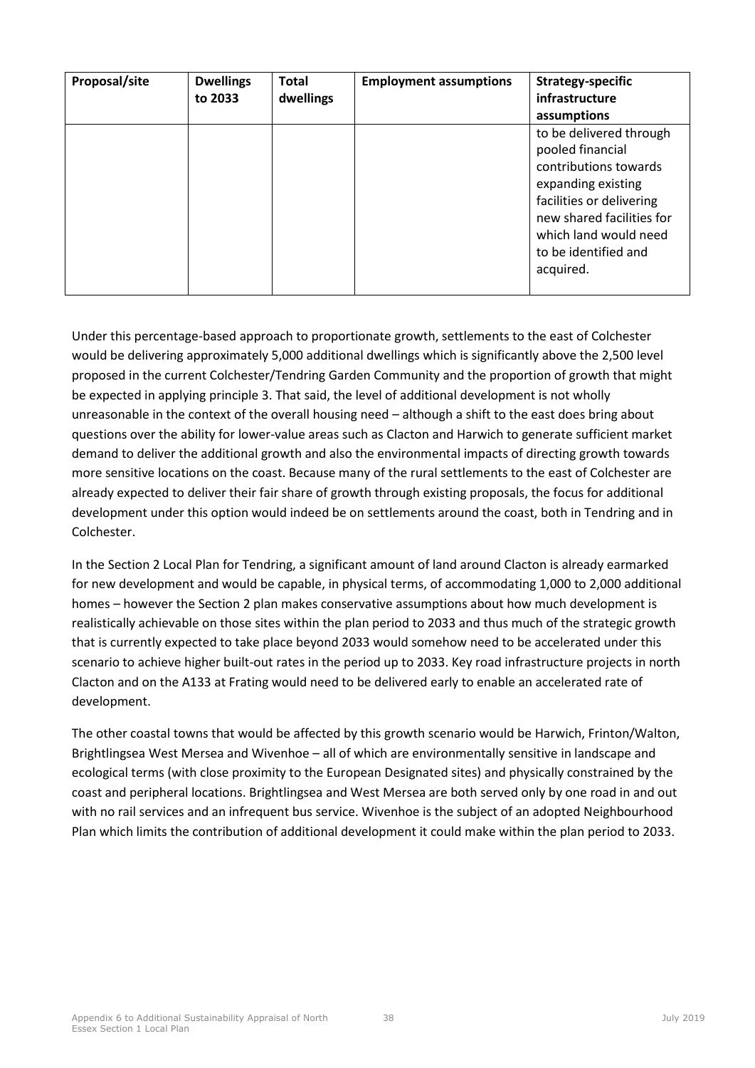| Proposal/site | Dwellings to 2033 | Total dwellings | Employment assumptions | Strategy-specific infrastructure assumptions |
|---|---|---|---|---|
| | | | | to be delivered through pooled financial contributions towards expanding existing facilities or delivering new shared facilities for which land would need to be identified and acquired. |

Under this percentage-based approach to proportionate growth, settlements to the east of Colchester would be delivering approximately 5,000 additional dwellings which is significantly above the 2,500 level proposed in the current Colchester/Tendring Garden Community and the proportion of growth that might be expected in applying principle 3. That said, the level of additional development is not wholly unreasonable in the context of the overall housing need – although a shift to the east does bring about questions over the ability for lower-value areas such as Clacton and Harwich to generate sufficient market demand to deliver the additional growth and also the environmental impacts of directing growth towards more sensitive locations on the coast. Because many of the rural settlements to the east of Colchester are already expected to deliver their fair share of growth through existing proposals, the focus for additional development under this option would indeed be on settlements around the coast, both in Tendring and in Colchester.

In the Section 2 Local Plan for Tendring, a significant amount of land around Clacton is already earmarked for new development and would be capable, in physical terms, of accommodating 1,000 to 2,000 additional homes – however the Section 2 plan makes conservative assumptions about how much development is realistically achievable on those sites within the plan period to 2033 and thus much of the strategic growth that is currently expected to take place beyond 2033 would somehow need to be accelerated under this scenario to achieve higher built-out rates in the period up to 2033. Key road infrastructure projects in north Clacton and on the A133 at Frating would need to be delivered early to enable an accelerated rate of development.

The other coastal towns that would be affected by this growth scenario would be Harwich, Frinton/Walton, Brightlingsea West Mersea and Wivenhoe – all of which are environmentally sensitive in landscape and ecological terms (with close proximity to the European Designated sites) and physically constrained by the coast and peripheral locations. Brightlingsea and West Mersea are both served only by one road in and out with no rail services and an infrequent bus service. Wivenhoe is the subject of an adopted Neighbourhood Plan which limits the contribution of additional development it could make within the plan period to 2033.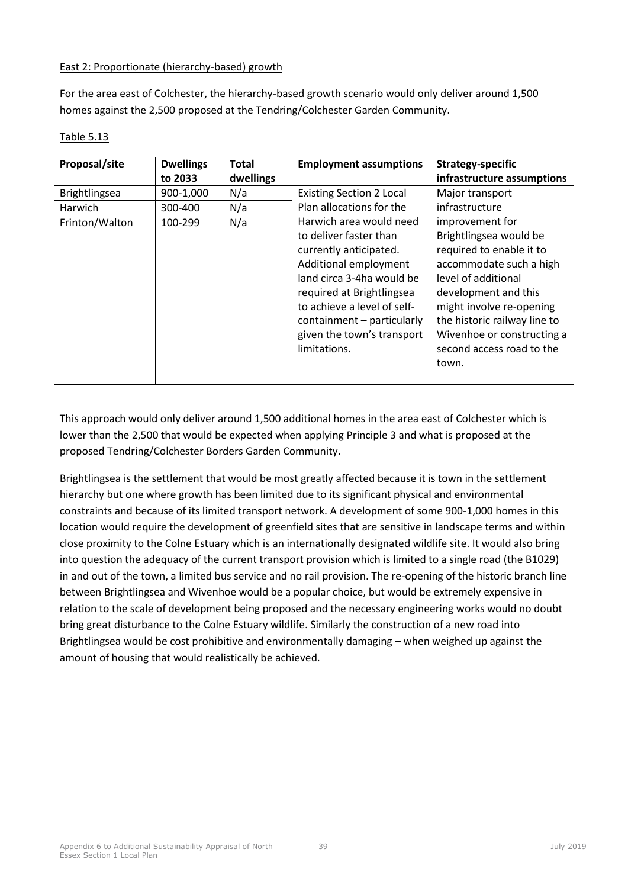East 2: Proportionate (hierarchy-based) growth

For the area east of Colchester, the hierarchy-based growth scenario would only deliver around 1,500 homes against the 2,500 proposed at the Tendring/Colchester Garden Community.

Table 5.13

| Proposal/site | Dwellings to 2033 | Total dwellings | Employment assumptions | Strategy-specific infrastructure assumptions |
|---|---|---|---|---|
| Brightlingsea | 900-1,000 | N/a | Existing Section 2 Local Plan allocations for the Harwich area would need to deliver faster than currently anticipated. Additional employment land circa 3-4ha would be required at Brightlingsea to achieve a level of self-containment – particularly given the town's transport limitations. | Major transport infrastructure improvement for Brightlingsea would be required to enable it to accommodate such a high level of additional development and this might involve re-opening the historic railway line to Wivenhoe or constructing a second access road to the town. |
| Harwich | 300-400 | N/a | | |
| Frinton/Walton | 100-299 | N/a | | |

This approach would only deliver around 1,500 additional homes in the area east of Colchester which is lower than the 2,500 that would be expected when applying Principle 3 and what is proposed at the proposed Tendring/Colchester Borders Garden Community.

Brightlingsea is the settlement that would be most greatly affected because it is town in the settlement hierarchy but one where growth has been limited due to its significant physical and environmental constraints and because of its limited transport network. A development of some 900-1,000 homes in this location would require the development of greenfield sites that are sensitive in landscape terms and within close proximity to the Colne Estuary which is an internationally designated wildlife site. It would also bring into question the adequacy of the current transport provision which is limited to a single road (the B1029) in and out of the town, a limited bus service and no rail provision. The re-opening of the historic branch line between Brightlingsea and Wivenhoe would be a popular choice, but would be extremely expensive in relation to the scale of development being proposed and the necessary engineering works would no doubt bring great disturbance to the Colne Estuary wildlife. Similarly the construction of a new road into Brightlingsea would be cost prohibitive and environmentally damaging – when weighed up against the amount of housing that would realistically be achieved.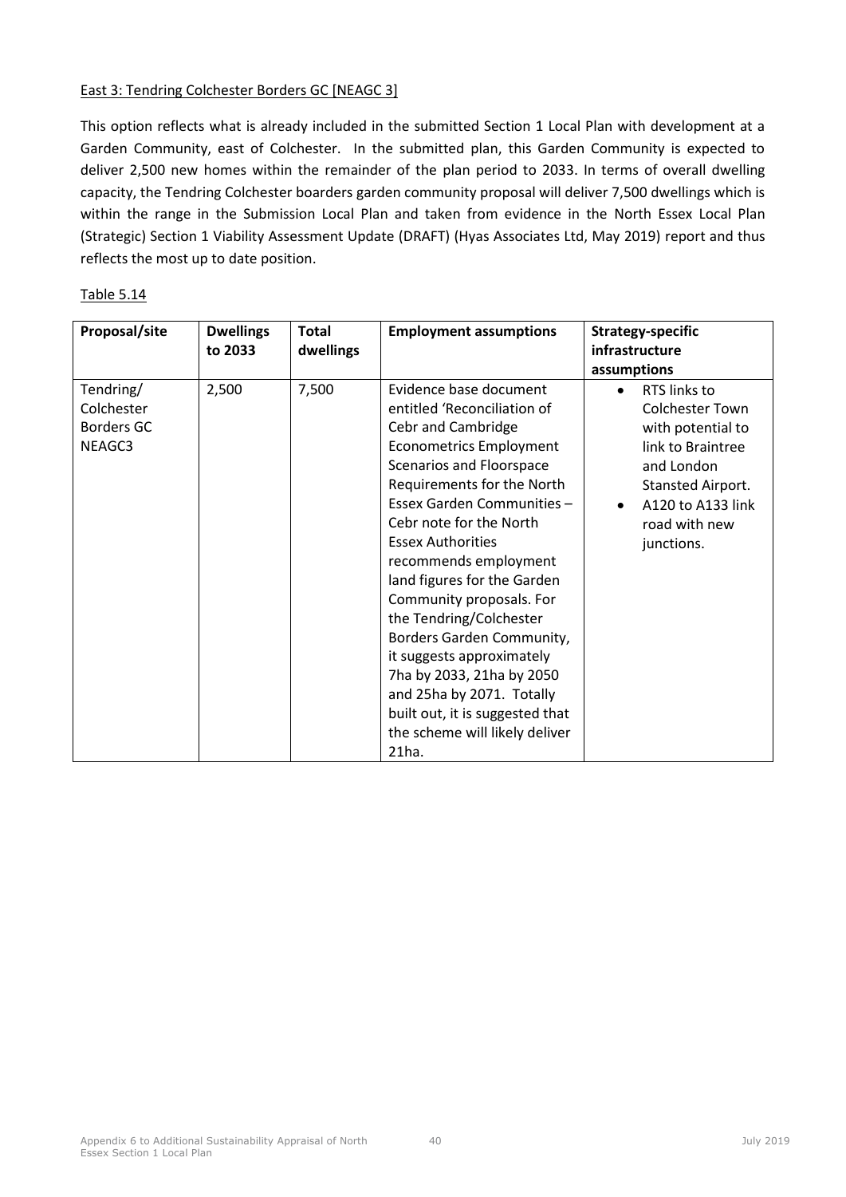East 3: Tendring Colchester Borders GC [NEAGC 3]

This option reflects what is already included in the submitted Section 1 Local Plan with development at a Garden Community, east of Colchester. In the submitted plan, this Garden Community is expected to deliver 2,500 new homes within the remainder of the plan period to 2033. In terms of overall dwelling capacity, the Tendring Colchester boarders garden community proposal will deliver 7,500 dwellings which is within the range in the Submission Local Plan and taken from evidence in the North Essex Local Plan (Strategic) Section 1 Viability Assessment Update (DRAFT) (Hyas Associates Ltd, May 2019) report and thus reflects the most up to date position.

Table 5.14

| Proposal/site | Dwellings to 2033 | Total dwellings | Employment assumptions | Strategy-specific infrastructure assumptions |
|---|---|---|---|---|
| Tendring/ Colchester Borders GC NEAGC3 | 2,500 | 7,500 | Evidence base document entitled 'Reconciliation of Cebr and Cambridge Econometrics Employment Scenarios and Floorspace Requirements for the North Essex Garden Communities – Cebr note for the North Essex Authorities recommends employment land figures for the Garden Community proposals. For the Tendring/Colchester Borders Garden Community, it suggests approximately 7ha by 2033, 21ha by 2050 and 25ha by 2071. Totally built out, it is suggested that the scheme will likely deliver 21ha. | • RTS links to Colchester Town with potential to link to Braintree and London Stansted Airport.<br>• A120 to A133 link road with new junctions. |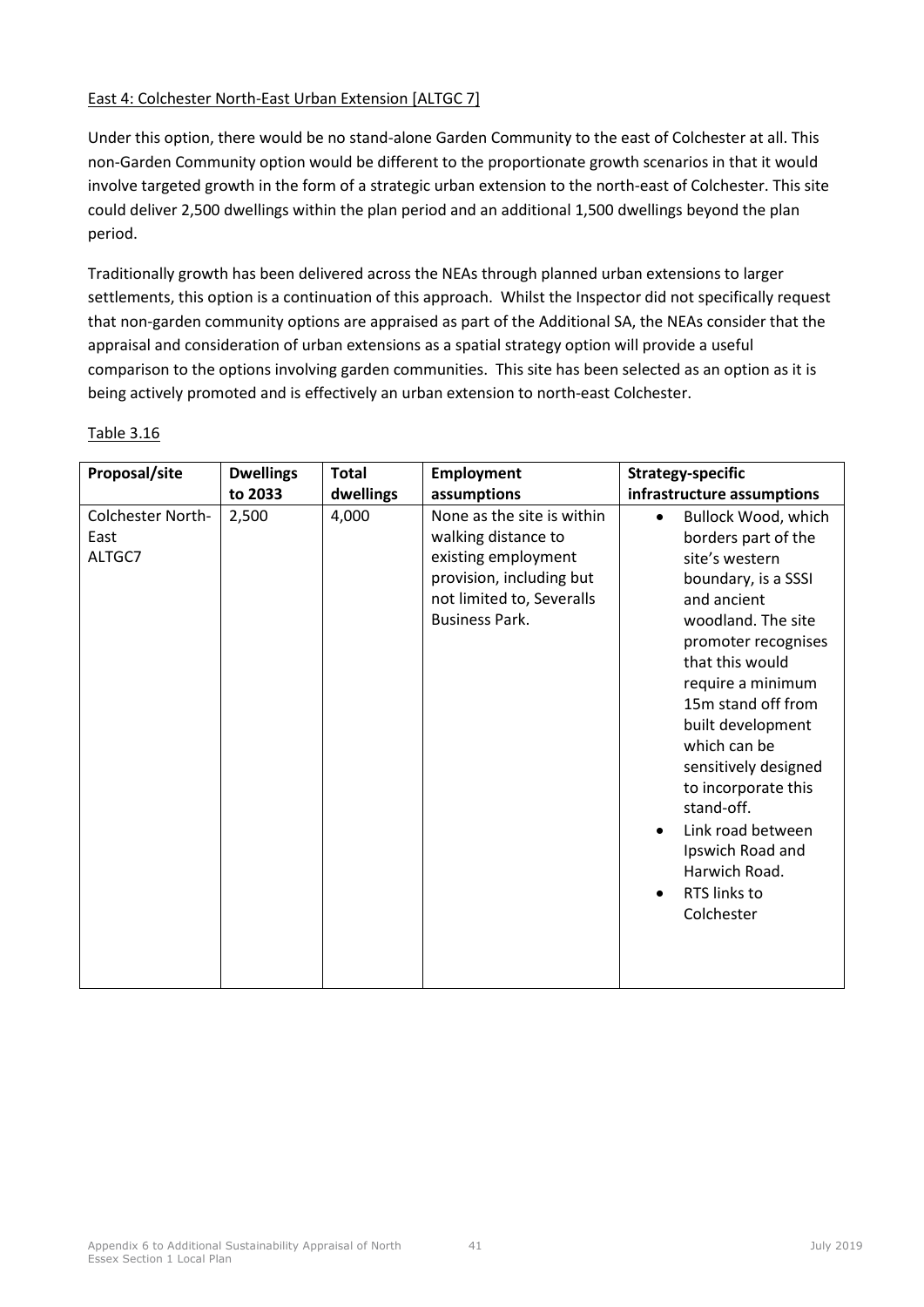East 4: Colchester North-East Urban Extension [ALTGC 7]

Under this option, there would be no stand-alone Garden Community to the east of Colchester at all. This non-Garden Community option would be different to the proportionate growth scenarios in that it would involve targeted growth in the form of a strategic urban extension to the north-east of Colchester. This site could deliver 2,500 dwellings within the plan period and an additional 1,500 dwellings beyond the plan period.

Traditionally growth has been delivered across the NEAs through planned urban extensions to larger settlements, this option is a continuation of this approach. Whilst the Inspector did not specifically request that non-garden community options are appraised as part of the Additional SA, the NEAs consider that the appraisal and consideration of urban extensions as a spatial strategy option will provide a useful comparison to the options involving garden communities. This site has been selected as an option as it is being actively promoted and is effectively an urban extension to north-east Colchester.

Table 3.16

| Proposal/site | Dwellings to 2033 | Total dwellings | Employment assumptions | Strategy-specific infrastructure assumptions |
|---|---|---|---|---|
| Colchester North-East ALTGC7 | 2,500 | 4,000 | None as the site is within walking distance to existing employment provision, including but not limited to, Severalls Business Park. | • Bullock Wood, which borders part of the site's western boundary, is a SSSI and ancient woodland. The site promoter recognises that this would require a minimum 15m stand off from built development which can be sensitively designed to incorporate this stand-off.<br>• Link road between Ipswich Road and Harwich Road.<br>• RTS links to Colchester |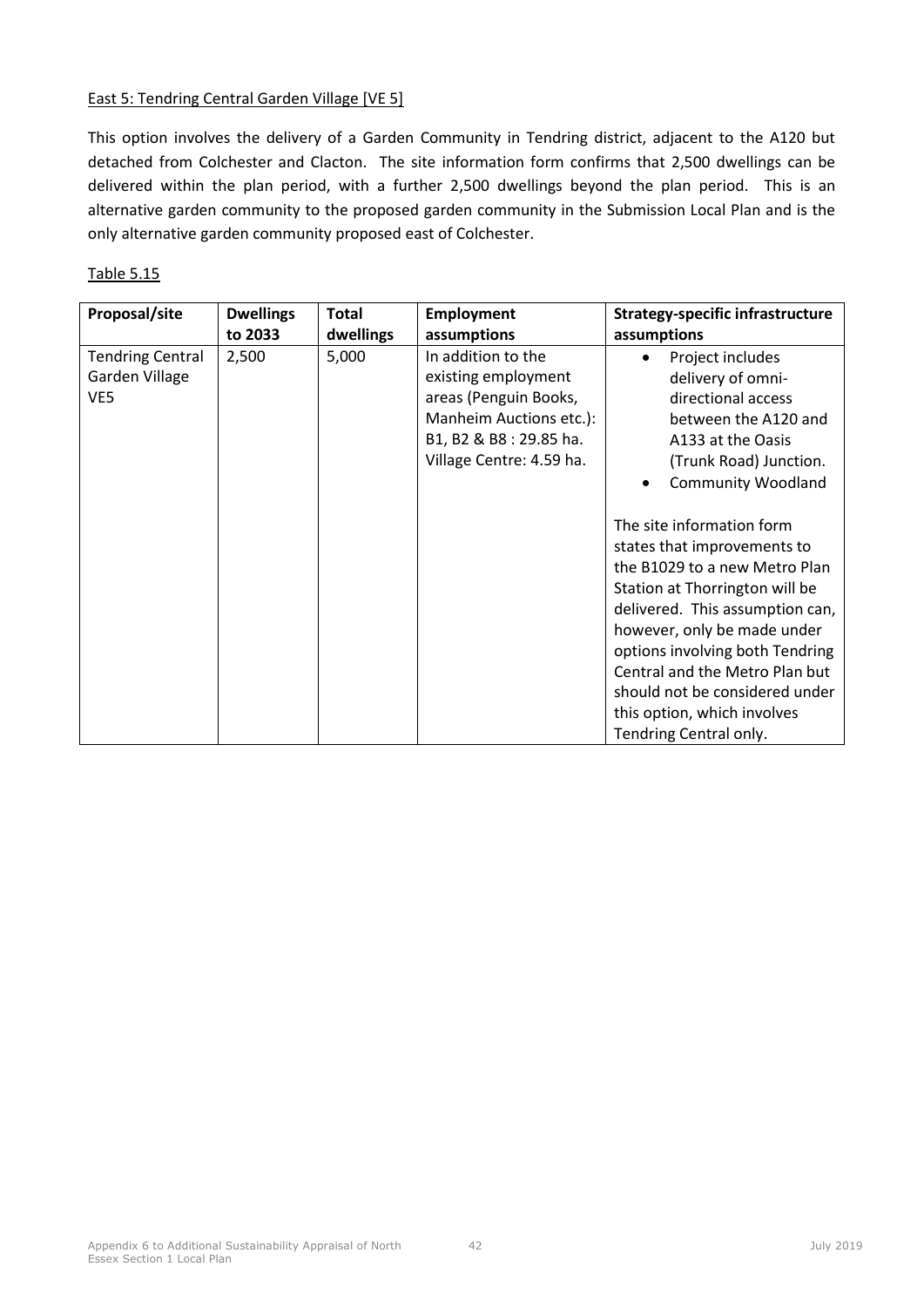East 5: Tendring Central Garden Village [VE 5]

This option involves the delivery of a Garden Community in Tendring district, adjacent to the A120 but detached from Colchester and Clacton. The site information form confirms that 2,500 dwellings can be delivered within the plan period, with a further 2,500 dwellings beyond the plan period. This is an alternative garden community to the proposed garden community in the Submission Local Plan and is the only alternative garden community proposed east of Colchester.

Table 5.15

| Proposal/site | Dwellings to 2033 | Total dwellings | Employment assumptions | Strategy-specific infrastructure assumptions |
|---|---|---|---|---|
| Tendring Central Garden Village VE5 | 2,500 | 5,000 | In addition to the existing employment areas (Penguin Books, Manheim Auctions etc.): B1, B2 & B8 : 29.85 ha. Village Centre: 4.59 ha. | • Project includes delivery of omni-directional access between the A120 and A133 at the Oasis (Trunk Road) Junction.<br>• Community Woodland<br><br>The site information form states that improvements to the B1029 to a new Metro Plan Station at Thorrington will be delivered. This assumption can, however, only be made under options involving both Tendring Central and the Metro Plan but should not be considered under this option, which involves Tendring Central only. |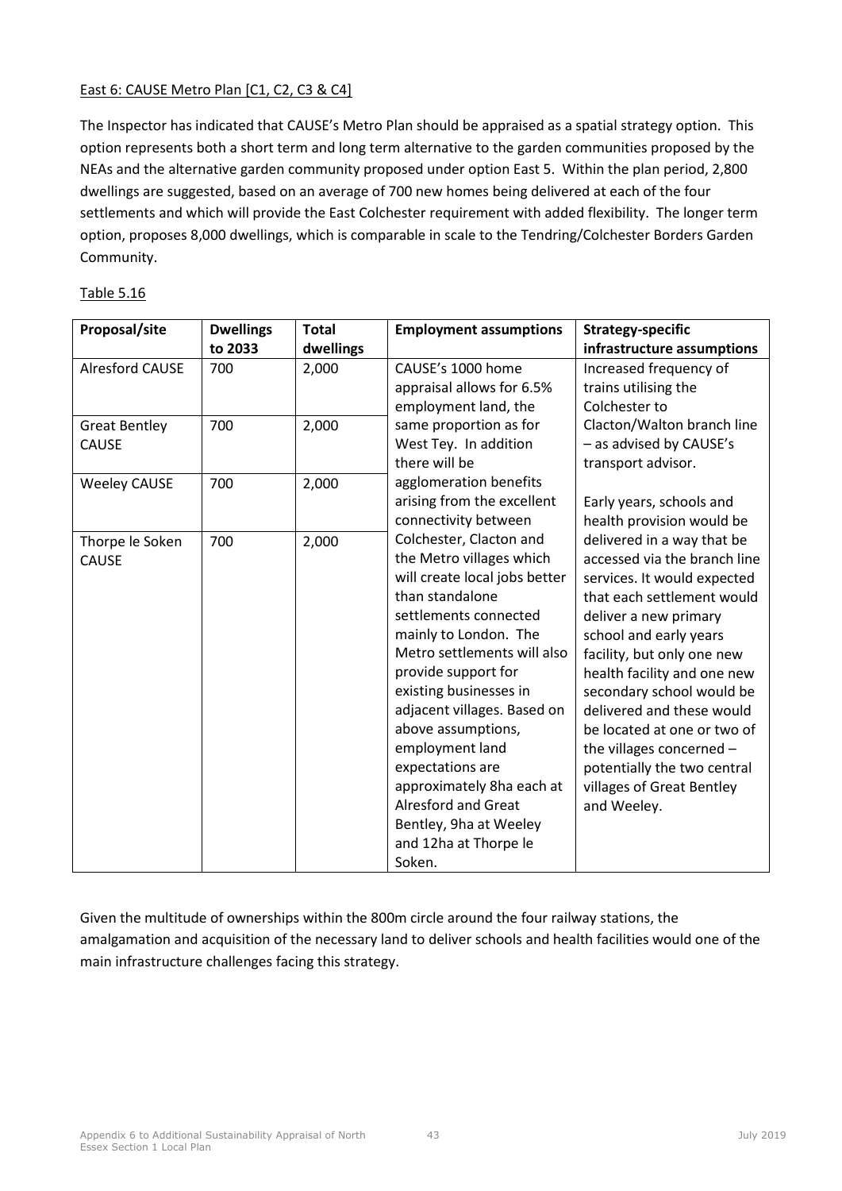East 6: CAUSE Metro Plan [C1, C2, C3 & C4]

The Inspector has indicated that CAUSE's Metro Plan should be appraised as a spatial strategy option. This option represents both a short term and long term alternative to the garden communities proposed by the NEAs and the alternative garden community proposed under option East 5. Within the plan period, 2,800 dwellings are suggested, based on an average of 700 new homes being delivered at each of the four settlements and which will provide the East Colchester requirement with added flexibility. The longer term option, proposes 8,000 dwellings, which is comparable in scale to the Tendring/Colchester Borders Garden Community.

Table 5.16

| Proposal/site | Dwellings to 2033 | Total dwellings | Employment assumptions | Strategy-specific infrastructure assumptions |
|---|---|---|---|---|
| Alresford CAUSE | 700 | 2,000 | CAUSE's 1000 home appraisal allows for 6.5% employment land, the same proportion as for West Tey. In addition there will be agglomeration benefits arising from the excellent connectivity between Colchester, Clacton and the Metro villages which will create local jobs better than standalone settlements connected mainly to London. The Metro settlements will also provide support for existing businesses in adjacent villages. Based on above assumptions, employment land expectations are approximately 8ha each at Alresford and Great Bentley, 9ha at Weeley and 12ha at Thorpe le Soken. | Increased frequency of trains utilising the Colchester to Clacton/Walton branch line – as advised by CAUSE's transport advisor. Early years, schools and health provision would be delivered in a way that be accessed via the branch line services. It would expected that each settlement would deliver a new primary school and early years facility, but only one new health facility and one new secondary school would be delivered and these would be located at one or two of the villages concerned – potentially the two central villages of Great Bentley and Weeley. |
| Great Bentley CAUSE | 700 | 2,000 | | |
| Weeley CAUSE | 700 | 2,000 | | |
| Thorpe le Soken CAUSE | 700 | 2,000 | | |

Given the multitude of ownerships within the 800m circle around the four railway stations, the amalgamation and acquisition of the necessary land to deliver schools and health facilities would one of the main infrastructure challenges facing this strategy.